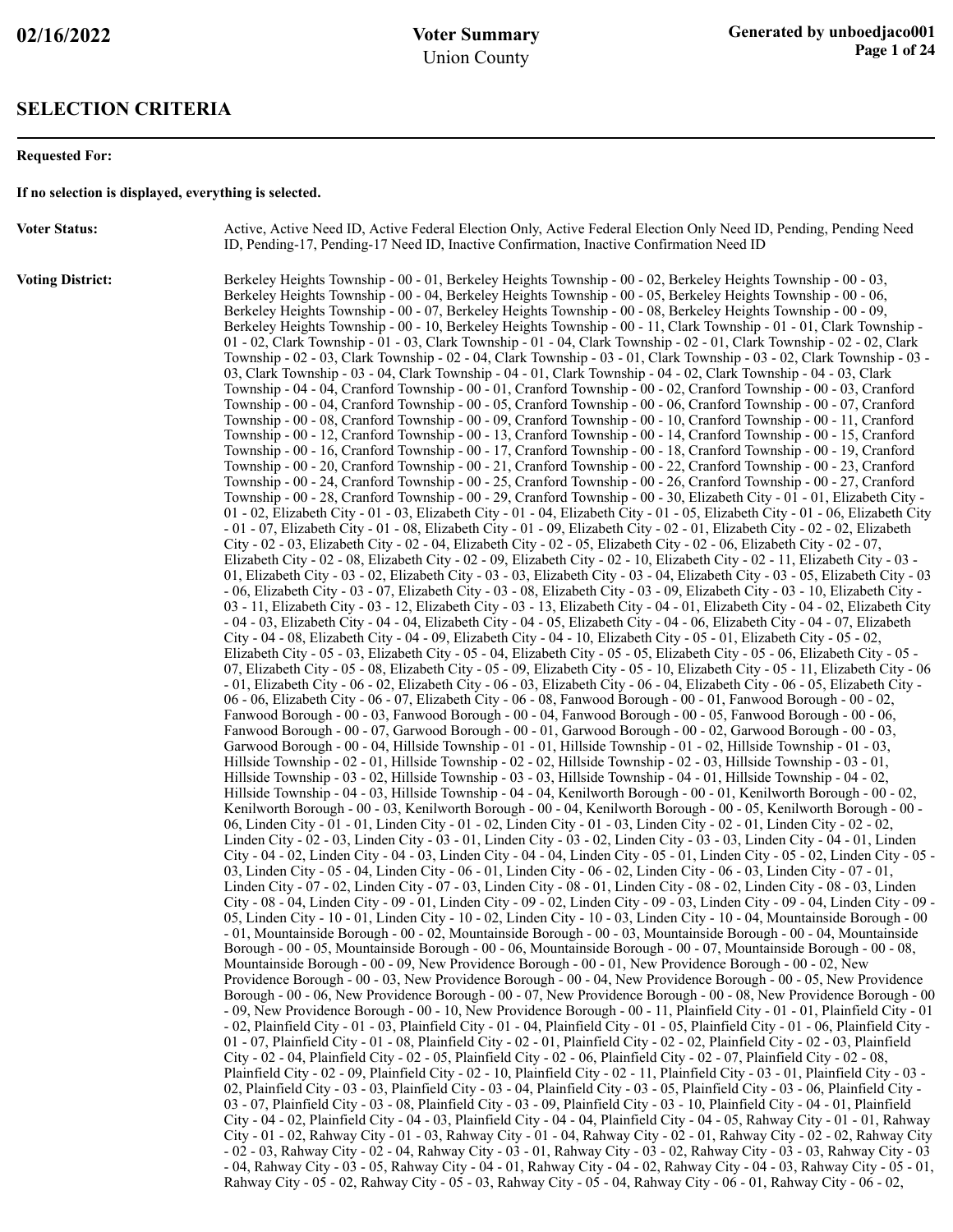02/16/2022

**Voter Summary**
Union County

Generated by unboedjaco001

## SELECTION CRITERIA

**Requested For:**

**If no selection is displayed, everything is selected.**

**Voter Status:** Active, Active Need ID, Active Federal Election Only, Active Federal Election Only Need ID, Pending, Pending Need ID, Pending-17, Pending-17 Need ID, Inactive Confirmation, Inactive Confirmation Need ID

**Voting District:** Berkeley Heights Township - 00 - 01, Berkeley Heights Township - 00 - 02, Berkeley Heights Township - 00 - 03, Berkeley Heights Township - 00 - 04, Berkeley Heights Township - 00 - 05, Berkeley Heights Township - 00 - 06, Berkeley Heights Township - 00 - 07, Berkeley Heights Township - 00 - 08, Berkeley Heights Township - 00 - 09, Berkeley Heights Township - 00 - 10, Berkeley Heights Township - 00 - 11, Clark Township - 01 - 01, Clark Township - 01 - 02, Clark Township - 01 - 03, Clark Township - 01 - 04, Clark Township - 02 - 01, Clark Township - 02 - 02, Clark Township - 02 - 03, Clark Township - 02 - 04, Clark Township - 03 - 01, Clark Township - 03 - 02, Clark Township - 03 - 03, Clark Township - 03 - 04, Clark Township - 04 - 01, Clark Township - 04 - 02, Clark Township - 04 - 03, Clark Township - 04 - 04, Cranford Township - 00 - 01, Cranford Township - 00 - 02, Cranford Township - 00 - 03, Cranford Township - 00 - 04, Cranford Township - 00 - 05, Cranford Township - 00 - 06, Cranford Township - 00 - 07, Cranford Township - 00 - 08, Cranford Township - 00 - 09, Cranford Township - 00 - 10, Cranford Township - 00 - 11, Cranford Township - 00 - 12, Cranford Township - 00 - 13, Cranford Township - 00 - 14, Cranford Township - 00 - 15, Cranford Township - 00 - 16, Cranford Township - 00 - 17, Cranford Township - 00 - 18, Cranford Township - 00 - 19, Cranford Township - 00 - 20, Cranford Township - 00 - 21, Cranford Township - 00 - 22, Cranford Township - 00 - 23, Cranford Township - 00 - 24, Cranford Township - 00 - 25, Cranford Township - 00 - 26, Cranford Township - 00 - 27, Cranford Township - 00 - 28, Cranford Township - 00 - 29, Cranford Township - 00 - 30, Elizabeth City - 01 - 01, Elizabeth City - 01 - 02, Elizabeth City - 01 - 03, Elizabeth City - 01 - 04, Elizabeth City - 01 - 05, Elizabeth City - 01 - 06, Elizabeth City - 01 - 07, Elizabeth City - 01 - 08, Elizabeth City - 01 - 09, Elizabeth City - 02 - 01, Elizabeth City - 02 - 02, Elizabeth City - 02 - 03, Elizabeth City - 02 - 04, Elizabeth City - 02 - 05, Elizabeth City - 02 - 06, Elizabeth City - 02 - 07, Elizabeth City - 02 - 08, Elizabeth City - 02 - 09, Elizabeth City - 02 - 10, Elizabeth City - 02 - 11, Elizabeth City - 03 - 01, Elizabeth City - 03 - 02, Elizabeth City - 03 - 03, Elizabeth City - 03 - 04, Elizabeth City - 03 - 05, Elizabeth City - 03 - 06, Elizabeth City - 03 - 07, Elizabeth City - 03 - 08, Elizabeth City - 03 - 09, Elizabeth City - 03 - 10, Elizabeth City - 03 - 11, Elizabeth City - 03 - 12, Elizabeth City - 03 - 13, Elizabeth City - 04 - 01, Elizabeth City - 04 - 02, Elizabeth City - 04 - 03, Elizabeth City - 04 - 04, Elizabeth City - 04 - 05, Elizabeth City - 04 - 06, Elizabeth City - 04 - 07, Elizabeth City - 04 - 08, Elizabeth City - 04 - 09, Elizabeth City - 04 - 10, Elizabeth City - 05 - 01, Elizabeth City - 05 - 02, Elizabeth City - 05 - 03, Elizabeth City - 05 - 04, Elizabeth City - 05 - 05, Elizabeth City - 05 - 06, Elizabeth City - 05 - 07, Elizabeth City - 05 - 08, Elizabeth City - 05 - 09, Elizabeth City - 05 - 10, Elizabeth City - 05 - 11, Elizabeth City - 06 - 01, Elizabeth City - 06 - 02, Elizabeth City - 06 - 03, Elizabeth City - 06 - 04, Elizabeth City - 06 - 05, Elizabeth City - 06 - 06, Elizabeth City - 06 - 07, Elizabeth City - 06 - 08, Fanwood Borough - 00 - 01, Fanwood Borough - 00 - 02, Fanwood Borough - 00 - 03, Fanwood Borough - 00 - 04, Fanwood Borough - 00 - 05, Fanwood Borough - 00 - 06, Fanwood Borough - 00 - 07, Garwood Borough - 00 - 01, Garwood Borough - 00 - 02, Garwood Borough - 00 - 03, Garwood Borough - 00 - 04, Hillside Township - 01 - 01, Hillside Township - 01 - 02, Hillside Township - 01 - 03, Hillside Township - 02 - 01, Hillside Township - 02 - 02, Hillside Township - 02 - 03, Hillside Township - 03 - 01, Hillside Township - 03 - 02, Hillside Township - 03 - 03, Hillside Township - 04 - 01, Hillside Township - 04 - 02, Hillside Township - 04 - 03, Hillside Township - 04 - 04, Kenilworth Borough - 00 - 01, Kenilworth Borough - 00 - 02, Kenilworth Borough - 00 - 03, Kenilworth Borough - 00 - 04, Kenilworth Borough - 00 - 05, Kenilworth Borough - 00 - 06, Linden City - 01 - 01, Linden City - 01 - 02, Linden City - 01 - 03, Linden City - 02 - 01, Linden City - 02 - 02, Linden City - 02 - 03, Linden City - 03 - 01, Linden City - 03 - 02, Linden City - 03 - 03, Linden City - 04 - 01, Linden City - 04 - 02, Linden City - 04 - 03, Linden City - 04 - 04, Linden City - 05 - 01, Linden City - 05 - 02, Linden City - 05 - 03, Linden City - 05 - 04, Linden City - 06 - 01, Linden City - 06 - 02, Linden City - 06 - 03, Linden City - 07 - 01, Linden City - 07 - 02, Linden City - 07 - 03, Linden City - 08 - 01, Linden City - 08 - 02, Linden City - 08 - 03, Linden City - 08 - 04, Linden City - 09 - 01, Linden City - 09 - 02, Linden City - 09 - 03, Linden City - 09 - 04, Linden City - 09 - 05, Linden City - 10 - 01, Linden City - 10 - 02, Linden City - 10 - 03, Linden City - 10 - 04, Mountainside Borough - 00 - 01, Mountainside Borough - 00 - 02, Mountainside Borough - 00 - 03, Mountainside Borough - 00 - 04, Mountainside Borough - 00 - 05, Mountainside Borough - 00 - 06, Mountainside Borough - 00 - 07, Mountainside Borough - 00 - 08, Mountainside Borough - 00 - 09, New Providence Borough - 00 - 01, New Providence Borough - 00 - 02, New Providence Borough - 00 - 03, New Providence Borough - 00 - 04, New Providence Borough - 00 - 05, New Providence Borough - 00 - 06, New Providence Borough - 00 - 07, New Providence Borough - 00 - 08, New Providence Borough - 00 - 09, New Providence Borough - 00 - 10, New Providence Borough - 00 - 11, Plainfield City - 01 - 01, Plainfield City - 01 - 02, Plainfield City - 01 - 03, Plainfield City - 01 - 04, Plainfield City - 01 - 05, Plainfield City - 01 - 06, Plainfield City - 01 - 07, Plainfield City - 01 - 08, Plainfield City - 02 - 01, Plainfield City - 02 - 02, Plainfield City - 02 - 03, Plainfield City - 02 - 04, Plainfield City - 02 - 05, Plainfield City - 02 - 06, Plainfield City - 02 - 07, Plainfield City - 02 - 08, Plainfield City - 02 - 09, Plainfield City - 02 - 10, Plainfield City - 02 - 11, Plainfield City - 03 - 01, Plainfield City - 03 - 02, Plainfield City - 03 - 03, Plainfield City - 03 - 04, Plainfield City - 03 - 05, Plainfield City - 03 - 06, Plainfield City - 03 - 07, Plainfield City - 03 - 08, Plainfield City - 03 - 09, Plainfield City - 03 - 10, Plainfield City - 04 - 01, Plainfield City - 04 - 02, Plainfield City - 04 - 03, Plainfield City - 04 - 04, Plainfield City - 04 - 05, Rahway City - 01 - 01, Rahway City - 01 - 02, Rahway City - 01 - 03, Rahway City - 01 - 04, Rahway City - 02 - 01, Rahway City - 02 - 02, Rahway City - 02 - 03, Rahway City - 02 - 04, Rahway City - 03 - 01, Rahway City - 03 - 02, Rahway City - 03 - 03, Rahway City - 03 - 04, Rahway City - 03 - 05, Rahway City - 04 - 01, Rahway City - 04 - 02, Rahway City - 04 - 03, Rahway City - 05 - 01, Rahway City - 05 - 02, Rahway City - 05 - 03, Rahway City - 05 - 04, Rahway City - 06 - 01, Rahway City - 06 - 02,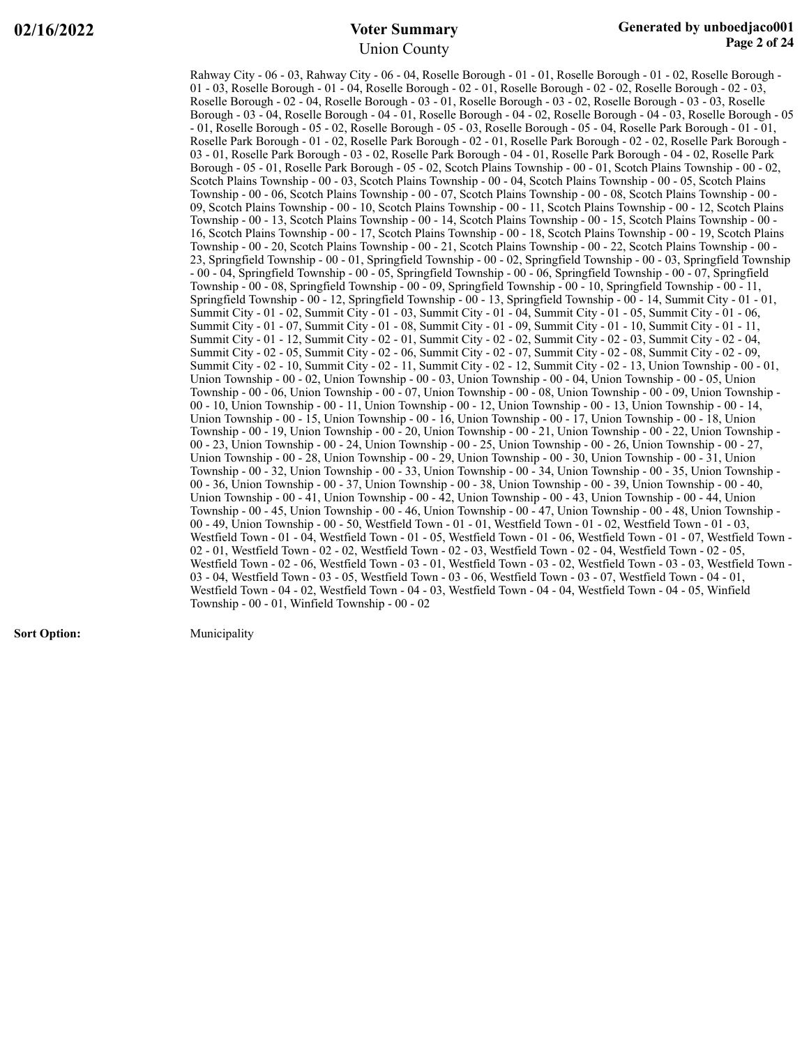Rahway City - 06 - 03, Rahway City - 06 - 04, Roselle Borough - 01 - 01, Roselle Borough - 01 - 02, Roselle Borough - 01 - 03, Roselle Borough - 01 - 04, Roselle Borough - 02 - 01, Roselle Borough - 02 - 02, Roselle Borough - 02 - 03, Roselle Borough - 02 - 04, Roselle Borough - 03 - 01, Roselle Borough - 03 - 02, Roselle Borough - 03 - 03, Roselle Borough - 03 - 04, Roselle Borough - 04 - 01, Roselle Borough - 04 - 02, Roselle Borough - 04 - 03, Roselle Borough - 05 - 01, Roselle Borough - 05 - 02, Roselle Borough - 05 - 03, Roselle Borough - 05 - 04, Roselle Park Borough - 01 - 01, Roselle Park Borough - 01 - 02, Roselle Park Borough - 02 - 01, Roselle Park Borough - 02 - 02, Roselle Park Borough - 03 - 01, Roselle Park Borough - 03 - 02, Roselle Park Borough - 04 - 01, Roselle Park Borough - 04 - 02, Roselle Park Borough - 05 - 01, Roselle Park Borough - 05 - 02, Scotch Plains Township - 00 - 01, Scotch Plains Township - 00 - 02, Scotch Plains Township - 00 - 03, Scotch Plains Township - 00 - 04, Scotch Plains Township - 00 - 05, Scotch Plains Township - 00 - 06, Scotch Plains Township - 00 - 07, Scotch Plains Township - 00 - 08, Scotch Plains Township - 00 - 09, Scotch Plains Township - 00 - 10, Scotch Plains Township - 00 - 11, Scotch Plains Township - 00 - 12, Scotch Plains Township - 00 - 13, Scotch Plains Township - 00 - 14, Scotch Plains Township - 00 - 15, Scotch Plains Township - 00 - 16, Scotch Plains Township - 00 - 17, Scotch Plains Township - 00 - 18, Scotch Plains Township - 00 - 19, Scotch Plains Township - 00 - 20, Scotch Plains Township - 00 - 21, Scotch Plains Township - 00 - 22, Scotch Plains Township - 00 - 23, Springfield Township - 00 - 01, Springfield Township - 00 - 02, Springfield Township - 00 - 03, Springfield Township - 00 - 04, Springfield Township - 00 - 05, Springfield Township - 00 - 06, Springfield Township - 00 - 07, Springfield Township - 00 - 08, Springfield Township - 00 - 09, Springfield Township - 00 - 10, Springfield Township - 00 - 11, Springfield Township - 00 - 12, Springfield Township - 00 - 13, Springfield Township - 00 - 14, Summit City - 01 - 01, Summit City - 01 - 02, Summit City - 01 - 03, Summit City - 01 - 04, Summit City - 01 - 05, Summit City - 01 - 06, Summit City - 01 - 07, Summit City - 01 - 08, Summit City - 01 - 09, Summit City - 01 - 10, Summit City - 01 - 11, Summit City - 01 - 12, Summit City - 02 - 01, Summit City - 02 - 02, Summit City - 02 - 03, Summit City - 02 - 04, Summit City - 02 - 05, Summit City - 02 - 06, Summit City - 02 - 07, Summit City - 02 - 08, Summit City - 02 - 09, Summit City - 02 - 10, Summit City - 02 - 11, Summit City - 02 - 12, Summit City - 02 - 13, Union Township - 00 - 01, Union Township - 00 - 02, Union Township - 00 - 03, Union Township - 00 - 04, Union Township - 00 - 05, Union Township - 00 - 06, Union Township - 00 - 07, Union Township - 00 - 08, Union Township - 00 - 09, Union Township - 00 - 10, Union Township - 00 - 11, Union Township - 00 - 12, Union Township - 00 - 13, Union Township - 00 - 14, Union Township - 00 - 15, Union Township - 00 - 16, Union Township - 00 - 17, Union Township - 00 - 18, Union Township - 00 - 19, Union Township - 00 - 20, Union Township - 00 - 21, Union Township - 00 - 22, Union Township - 00 - 23, Union Township - 00 - 24, Union Township - 00 - 25, Union Township - 00 - 26, Union Township - 00 - 27, Union Township - 00 - 28, Union Township - 00 - 29, Union Township - 00 - 30, Union Township - 00 - 31, Union Township - 00 - 32, Union Township - 00 - 33, Union Township - 00 - 34, Union Township - 00 - 35, Union Township - 00 - 36, Union Township - 00 - 37, Union Township - 00 - 38, Union Township - 00 - 39, Union Township - 00 - 40, Union Township - 00 - 41, Union Township - 00 - 42, Union Township - 00 - 43, Union Township - 00 - 44, Union Township - 00 - 45, Union Township - 00 - 46, Union Township - 00 - 47, Union Township - 00 - 48, Union Township - 00 - 49, Union Township - 00 - 50, Westfield Town - 01 - 01, Westfield Town - 01 - 02, Westfield Town - 01 - 03, Westfield Town - 01 - 04, Westfield Town - 01 - 05, Westfield Town - 01 - 06, Westfield Town - 01 - 07, Westfield Town - 02 - 01, Westfield Town - 02 - 02, Westfield Town - 02 - 03, Westfield Town - 02 - 04, Westfield Town - 02 - 05, Westfield Town - 02 - 06, Westfield Town - 03 - 01, Westfield Town - 03 - 02, Westfield Town - 03 - 03, Westfield Town - 03 - 04, Westfield Town - 03 - 05, Westfield Town - 03 - 06, Westfield Town - 03 - 07, Westfield Town - 04 - 01, Westfield Town - 04 - 02, Westfield Town - 04 - 03, Westfield Town - 04 - 04, Westfield Town - 04 - 05, Winfield Township - 00 - 01, Winfield Township - 00 - 02

**Sort Option:** Municipality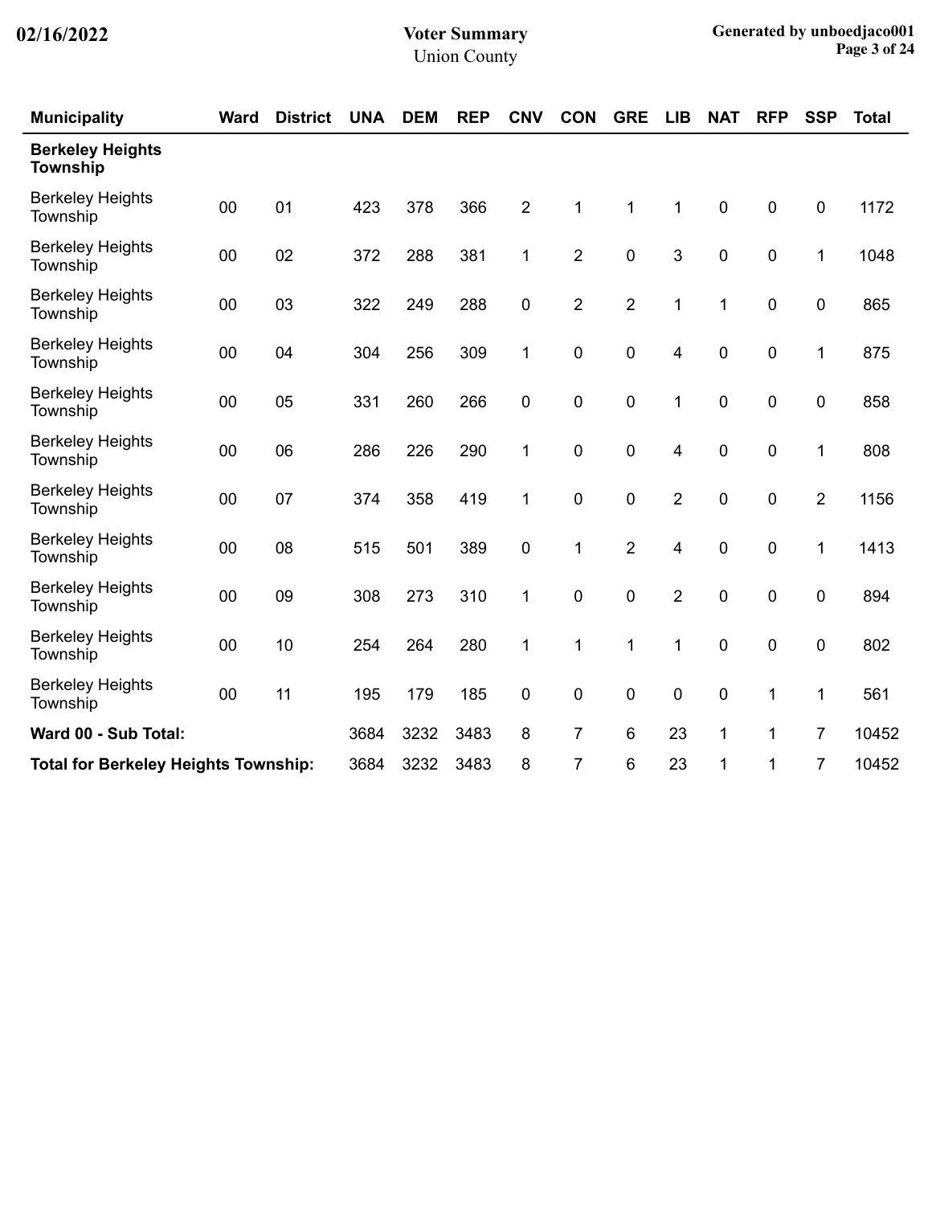| Municipality | Ward | District | UNA | DEM | REP | CNV | CON | GRE | LIB | NAT | RFP | SSP | Total |
|---|---|---|---|---|---|---|---|---|---|---|---|---|---|
| **Berkeley Heights Township** | | | | | | | | | | | | | |
| Berkeley Heights Township | 00 | 01 | 423 | 378 | 366 | 2 | 1 | 1 | 1 | 0 | 0 | 0 | 1172 |
| Berkeley Heights Township | 00 | 02 | 372 | 288 | 381 | 1 | 2 | 0 | 3 | 0 | 0 | 1 | 1048 |
| Berkeley Heights Township | 00 | 03 | 322 | 249 | 288 | 0 | 2 | 2 | 1 | 1 | 0 | 0 | 865 |
| Berkeley Heights Township | 00 | 04 | 304 | 256 | 309 | 1 | 0 | 0 | 4 | 0 | 0 | 1 | 875 |
| Berkeley Heights Township | 00 | 05 | 331 | 260 | 266 | 0 | 0 | 0 | 1 | 0 | 0 | 0 | 858 |
| Berkeley Heights Township | 00 | 06 | 286 | 226 | 290 | 1 | 0 | 0 | 4 | 0 | 0 | 1 | 808 |
| Berkeley Heights Township | 00 | 07 | 374 | 358 | 419 | 1 | 0 | 0 | 2 | 0 | 0 | 2 | 1156 |
| Berkeley Heights Township | 00 | 08 | 515 | 501 | 389 | 0 | 1 | 2 | 4 | 0 | 0 | 1 | 1413 |
| Berkeley Heights Township | 00 | 09 | 308 | 273 | 310 | 1 | 0 | 0 | 2 | 0 | 0 | 0 | 894 |
| Berkeley Heights Township | 00 | 10 | 254 | 264 | 280 | 1 | 1 | 1 | 1 | 0 | 0 | 0 | 802 |
| Berkeley Heights Township | 00 | 11 | 195 | 179 | 185 | 0 | 0 | 0 | 0 | 0 | 1 | 1 | 561 |
| **Ward 00 - Sub Total:** | | | 3684 | 3232 | 3483 | 8 | 7 | 6 | 23 | 1 | 1 | 7 | 10452 |
| **Total for Berkeley Heights Township:** | | | 3684 | 3232 | 3483 | 8 | 7 | 6 | 23 | 1 | 1 | 7 | 10452 |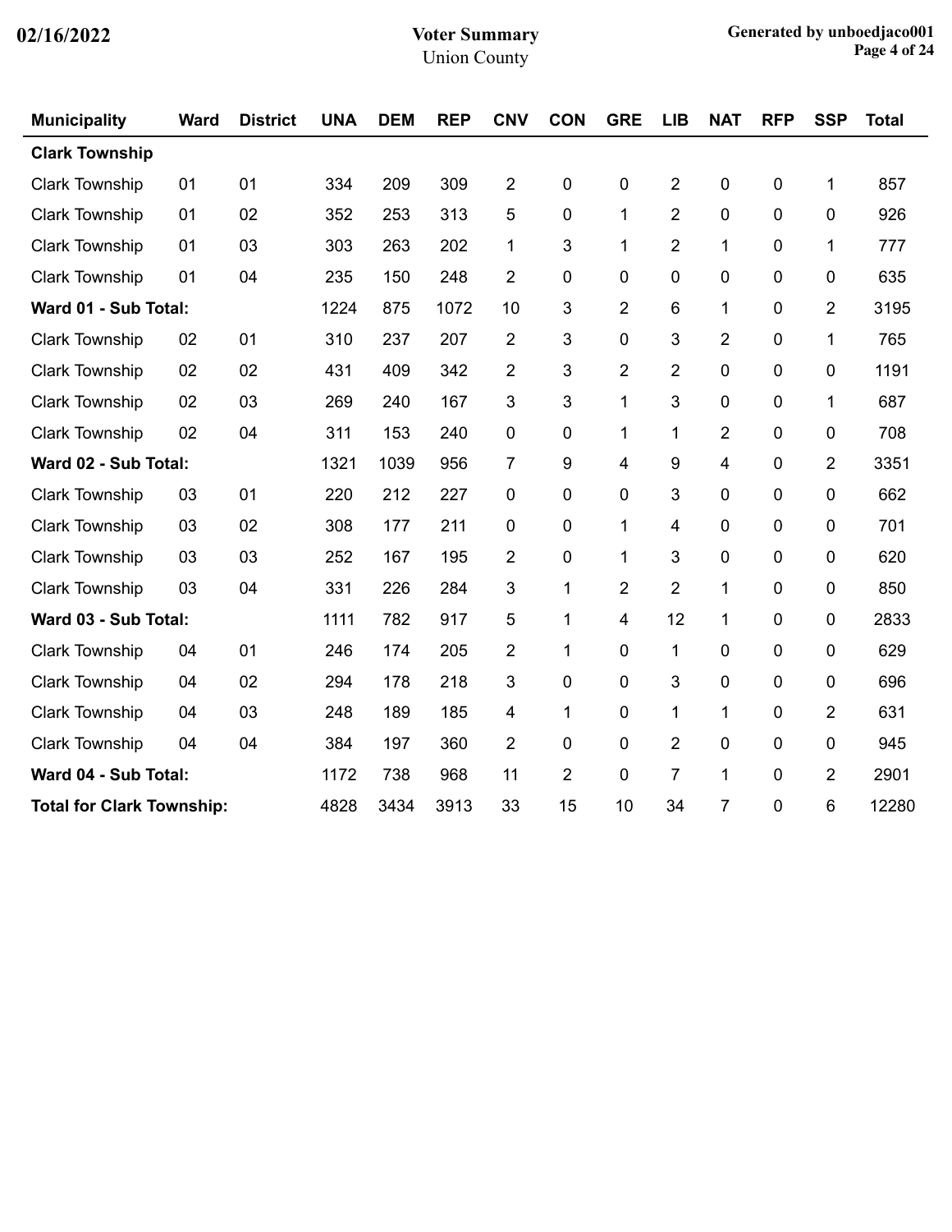| Municipality | Ward | District | UNA | DEM | REP | CNV | CON | GRE | LIB | NAT | RFP | SSP | Total |
|---|---|---|---|---|---|---|---|---|---|---|---|---|---|
| **Clark Township** | | | | | | | | | | | | | |
| Clark Township | 01 | 01 | 334 | 209 | 309 | 2 | 0 | 0 | 2 | 0 | 0 | 1 | 857 |
| Clark Township | 01 | 02 | 352 | 253 | 313 | 5 | 0 | 1 | 2 | 0 | 0 | 0 | 926 |
| Clark Township | 01 | 03 | 303 | 263 | 202 | 1 | 3 | 1 | 2 | 1 | 0 | 1 | 777 |
| Clark Township | 01 | 04 | 235 | 150 | 248 | 2 | 0 | 0 | 0 | 0 | 0 | 0 | 635 |
| **Ward 01 - Sub Total:** | | | 1224 | 875 | 1072 | 10 | 3 | 2 | 6 | 1 | 0 | 2 | 3195 |
| Clark Township | 02 | 01 | 310 | 237 | 207 | 2 | 3 | 0 | 3 | 2 | 0 | 1 | 765 |
| Clark Township | 02 | 02 | 431 | 409 | 342 | 2 | 3 | 2 | 2 | 0 | 0 | 0 | 1191 |
| Clark Township | 02 | 03 | 269 | 240 | 167 | 3 | 3 | 1 | 3 | 0 | 0 | 1 | 687 |
| Clark Township | 02 | 04 | 311 | 153 | 240 | 0 | 0 | 1 | 1 | 2 | 0 | 0 | 708 |
| **Ward 02 - Sub Total:** | | | 1321 | 1039 | 956 | 7 | 9 | 4 | 9 | 4 | 0 | 2 | 3351 |
| Clark Township | 03 | 01 | 220 | 212 | 227 | 0 | 0 | 0 | 3 | 0 | 0 | 0 | 662 |
| Clark Township | 03 | 02 | 308 | 177 | 211 | 0 | 0 | 1 | 4 | 0 | 0 | 0 | 701 |
| Clark Township | 03 | 03 | 252 | 167 | 195 | 2 | 0 | 1 | 3 | 0 | 0 | 0 | 620 |
| Clark Township | 03 | 04 | 331 | 226 | 284 | 3 | 1 | 2 | 2 | 1 | 0 | 0 | 850 |
| **Ward 03 - Sub Total:** | | | 1111 | 782 | 917 | 5 | 1 | 4 | 12 | 1 | 0 | 0 | 2833 |
| Clark Township | 04 | 01 | 246 | 174 | 205 | 2 | 1 | 0 | 1 | 0 | 0 | 0 | 629 |
| Clark Township | 04 | 02 | 294 | 178 | 218 | 3 | 0 | 0 | 3 | 0 | 0 | 0 | 696 |
| Clark Township | 04 | 03 | 248 | 189 | 185 | 4 | 1 | 0 | 1 | 1 | 0 | 2 | 631 |
| Clark Township | 04 | 04 | 384 | 197 | 360 | 2 | 0 | 0 | 2 | 0 | 0 | 0 | 945 |
| **Ward 04 - Sub Total:** | | | 1172 | 738 | 968 | 11 | 2 | 0 | 7 | 1 | 0 | 2 | 2901 |
| **Total for Clark Township:** | | | 4828 | 3434 | 3913 | 33 | 15 | 10 | 34 | 7 | 0 | 6 | 12280 |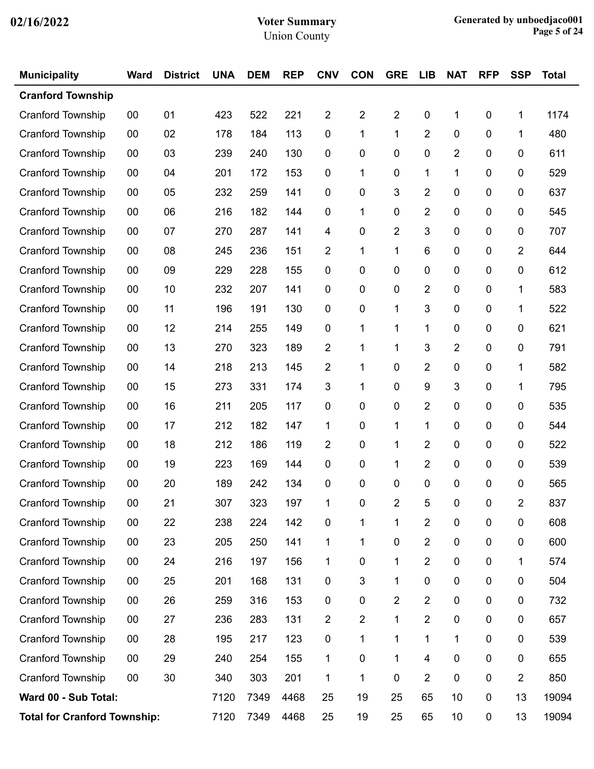| Municipality | Ward | District | UNA | DEM | REP | CNV | CON | GRE | LIB | NAT | RFP | SSP | Total |
|---|---|---|---|---|---|---|---|---|---|---|---|---|---|
| **Cranford Township** | | | | | | | | | | | | | |
| Cranford Township | 00 | 01 | 423 | 522 | 221 | 2 | 2 | 2 | 0 | 1 | 0 | 1 | 1174 |
| Cranford Township | 00 | 02 | 178 | 184 | 113 | 0 | 1 | 1 | 2 | 0 | 0 | 1 | 480 |
| Cranford Township | 00 | 03 | 239 | 240 | 130 | 0 | 0 | 0 | 0 | 2 | 0 | 0 | 611 |
| Cranford Township | 00 | 04 | 201 | 172 | 153 | 0 | 1 | 0 | 1 | 1 | 0 | 0 | 529 |
| Cranford Township | 00 | 05 | 232 | 259 | 141 | 0 | 0 | 3 | 2 | 0 | 0 | 0 | 637 |
| Cranford Township | 00 | 06 | 216 | 182 | 144 | 0 | 1 | 0 | 2 | 0 | 0 | 0 | 545 |
| Cranford Township | 00 | 07 | 270 | 287 | 141 | 4 | 0 | 2 | 3 | 0 | 0 | 0 | 707 |
| Cranford Township | 00 | 08 | 245 | 236 | 151 | 2 | 1 | 1 | 6 | 0 | 0 | 2 | 644 |
| Cranford Township | 00 | 09 | 229 | 228 | 155 | 0 | 0 | 0 | 0 | 0 | 0 | 0 | 612 |
| Cranford Township | 00 | 10 | 232 | 207 | 141 | 0 | 0 | 0 | 2 | 0 | 0 | 1 | 583 |
| Cranford Township | 00 | 11 | 196 | 191 | 130 | 0 | 0 | 1 | 3 | 0 | 0 | 1 | 522 |
| Cranford Township | 00 | 12 | 214 | 255 | 149 | 0 | 1 | 1 | 1 | 0 | 0 | 0 | 621 |
| Cranford Township | 00 | 13 | 270 | 323 | 189 | 2 | 1 | 1 | 3 | 2 | 0 | 0 | 791 |
| Cranford Township | 00 | 14 | 218 | 213 | 145 | 2 | 1 | 0 | 2 | 0 | 0 | 1 | 582 |
| Cranford Township | 00 | 15 | 273 | 331 | 174 | 3 | 1 | 0 | 9 | 3 | 0 | 1 | 795 |
| Cranford Township | 00 | 16 | 211 | 205 | 117 | 0 | 0 | 0 | 2 | 0 | 0 | 0 | 535 |
| Cranford Township | 00 | 17 | 212 | 182 | 147 | 1 | 0 | 1 | 1 | 0 | 0 | 0 | 544 |
| Cranford Township | 00 | 18 | 212 | 186 | 119 | 2 | 0 | 1 | 2 | 0 | 0 | 0 | 522 |
| Cranford Township | 00 | 19 | 223 | 169 | 144 | 0 | 0 | 1 | 2 | 0 | 0 | 0 | 539 |
| Cranford Township | 00 | 20 | 189 | 242 | 134 | 0 | 0 | 0 | 0 | 0 | 0 | 0 | 565 |
| Cranford Township | 00 | 21 | 307 | 323 | 197 | 1 | 0 | 2 | 5 | 0 | 0 | 2 | 837 |
| Cranford Township | 00 | 22 | 238 | 224 | 142 | 0 | 1 | 1 | 2 | 0 | 0 | 0 | 608 |
| Cranford Township | 00 | 23 | 205 | 250 | 141 | 1 | 1 | 0 | 2 | 0 | 0 | 0 | 600 |
| Cranford Township | 00 | 24 | 216 | 197 | 156 | 1 | 0 | 1 | 2 | 0 | 0 | 1 | 574 |
| Cranford Township | 00 | 25 | 201 | 168 | 131 | 0 | 3 | 1 | 0 | 0 | 0 | 0 | 504 |
| Cranford Township | 00 | 26 | 259 | 316 | 153 | 0 | 0 | 2 | 2 | 0 | 0 | 0 | 732 |
| Cranford Township | 00 | 27 | 236 | 283 | 131 | 2 | 2 | 1 | 2 | 0 | 0 | 0 | 657 |
| Cranford Township | 00 | 28 | 195 | 217 | 123 | 0 | 1 | 1 | 1 | 1 | 0 | 0 | 539 |
| Cranford Township | 00 | 29 | 240 | 254 | 155 | 1 | 0 | 1 | 4 | 0 | 0 | 0 | 655 |
| Cranford Township | 00 | 30 | 340 | 303 | 201 | 1 | 1 | 0 | 2 | 0 | 0 | 2 | 850 |
| **Ward 00 - Sub Total:** | | | 7120 | 7349 | 4468 | 25 | 19 | 25 | 65 | 10 | 0 | 13 | 19094 |
| **Total for Cranford Township:** | | | 7120 | 7349 | 4468 | 25 | 19 | 25 | 65 | 10 | 0 | 13 | 19094 |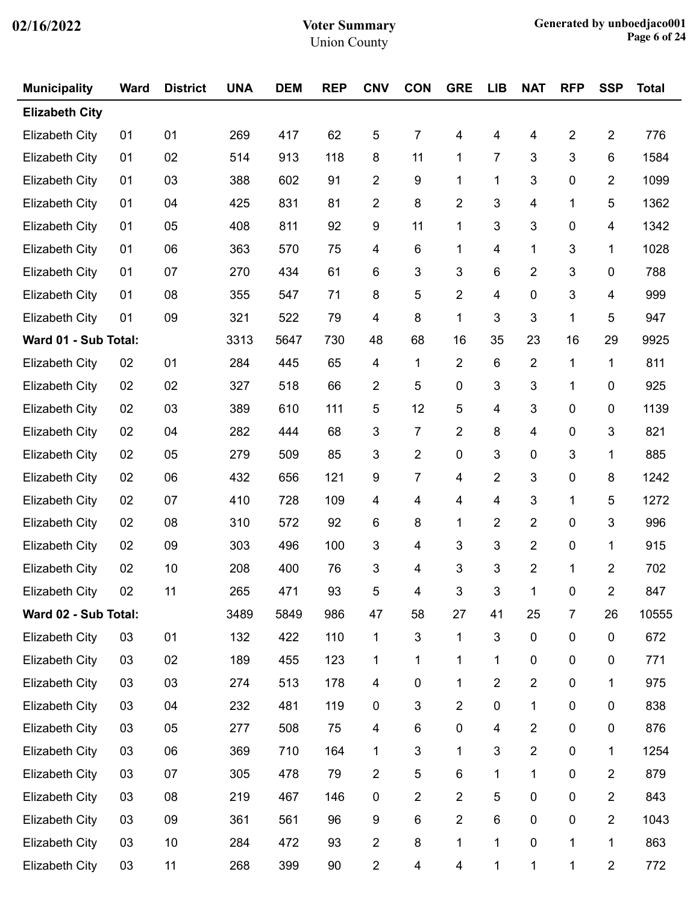| Municipality | Ward | District | UNA | DEM | REP | CNV | CON | GRE | LIB | NAT | RFP | SSP | Total |
|---|---|---|---|---|---|---|---|---|---|---|---|---|---|
| **Elizabeth City** | | | | | | | | | | | | | |
| Elizabeth City | 01 | 01 | 269 | 417 | 62 | 5 | 7 | 4 | 4 | 4 | 2 | 2 | 776 |
| Elizabeth City | 01 | 02 | 514 | 913 | 118 | 8 | 11 | 1 | 7 | 3 | 3 | 6 | 1584 |
| Elizabeth City | 01 | 03 | 388 | 602 | 91 | 2 | 9 | 1 | 1 | 3 | 0 | 2 | 1099 |
| Elizabeth City | 01 | 04 | 425 | 831 | 81 | 2 | 8 | 2 | 3 | 4 | 1 | 5 | 1362 |
| Elizabeth City | 01 | 05 | 408 | 811 | 92 | 9 | 11 | 1 | 3 | 3 | 0 | 4 | 1342 |
| Elizabeth City | 01 | 06 | 363 | 570 | 75 | 4 | 6 | 1 | 4 | 1 | 3 | 1 | 1028 |
| Elizabeth City | 01 | 07 | 270 | 434 | 61 | 6 | 3 | 3 | 6 | 2 | 3 | 0 | 788 |
| Elizabeth City | 01 | 08 | 355 | 547 | 71 | 8 | 5 | 2 | 4 | 0 | 3 | 4 | 999 |
| Elizabeth City | 01 | 09 | 321 | 522 | 79 | 4 | 8 | 1 | 3 | 3 | 1 | 5 | 947 |
| **Ward 01 - Sub Total:** | | | 3313 | 5647 | 730 | 48 | 68 | 16 | 35 | 23 | 16 | 29 | 9925 |
| Elizabeth City | 02 | 01 | 284 | 445 | 65 | 4 | 1 | 2 | 6 | 2 | 1 | 1 | 811 |
| Elizabeth City | 02 | 02 | 327 | 518 | 66 | 2 | 5 | 0 | 3 | 3 | 1 | 0 | 925 |
| Elizabeth City | 02 | 03 | 389 | 610 | 111 | 5 | 12 | 5 | 4 | 3 | 0 | 0 | 1139 |
| Elizabeth City | 02 | 04 | 282 | 444 | 68 | 3 | 7 | 2 | 8 | 4 | 0 | 3 | 821 |
| Elizabeth City | 02 | 05 | 279 | 509 | 85 | 3 | 2 | 0 | 3 | 0 | 3 | 1 | 885 |
| Elizabeth City | 02 | 06 | 432 | 656 | 121 | 9 | 7 | 4 | 2 | 3 | 0 | 8 | 1242 |
| Elizabeth City | 02 | 07 | 410 | 728 | 109 | 4 | 4 | 4 | 4 | 3 | 1 | 5 | 1272 |
| Elizabeth City | 02 | 08 | 310 | 572 | 92 | 6 | 8 | 1 | 2 | 2 | 0 | 3 | 996 |
| Elizabeth City | 02 | 09 | 303 | 496 | 100 | 3 | 4 | 3 | 3 | 2 | 0 | 1 | 915 |
| Elizabeth City | 02 | 10 | 208 | 400 | 76 | 3 | 4 | 3 | 3 | 2 | 1 | 2 | 702 |
| Elizabeth City | 02 | 11 | 265 | 471 | 93 | 5 | 4 | 3 | 3 | 1 | 0 | 2 | 847 |
| **Ward 02 - Sub Total:** | | | 3489 | 5849 | 986 | 47 | 58 | 27 | 41 | 25 | 7 | 26 | 10555 |
| Elizabeth City | 03 | 01 | 132 | 422 | 110 | 1 | 3 | 1 | 3 | 0 | 0 | 0 | 672 |
| Elizabeth City | 03 | 02 | 189 | 455 | 123 | 1 | 1 | 1 | 1 | 0 | 0 | 0 | 771 |
| Elizabeth City | 03 | 03 | 274 | 513 | 178 | 4 | 0 | 1 | 2 | 2 | 0 | 1 | 975 |
| Elizabeth City | 03 | 04 | 232 | 481 | 119 | 0 | 3 | 2 | 0 | 1 | 0 | 0 | 838 |
| Elizabeth City | 03 | 05 | 277 | 508 | 75 | 4 | 6 | 0 | 4 | 2 | 0 | 0 | 876 |
| Elizabeth City | 03 | 06 | 369 | 710 | 164 | 1 | 3 | 1 | 3 | 2 | 0 | 1 | 1254 |
| Elizabeth City | 03 | 07 | 305 | 478 | 79 | 2 | 5 | 6 | 1 | 1 | 0 | 2 | 879 |
| Elizabeth City | 03 | 08 | 219 | 467 | 146 | 0 | 2 | 2 | 5 | 0 | 0 | 2 | 843 |
| Elizabeth City | 03 | 09 | 361 | 561 | 96 | 9 | 6 | 2 | 6 | 0 | 0 | 2 | 1043 |
| Elizabeth City | 03 | 10 | 284 | 472 | 93 | 2 | 8 | 1 | 1 | 0 | 1 | 1 | 863 |
| Elizabeth City | 03 | 11 | 268 | 399 | 90 | 2 | 4 | 4 | 1 | 1 | 1 | 2 | 772 |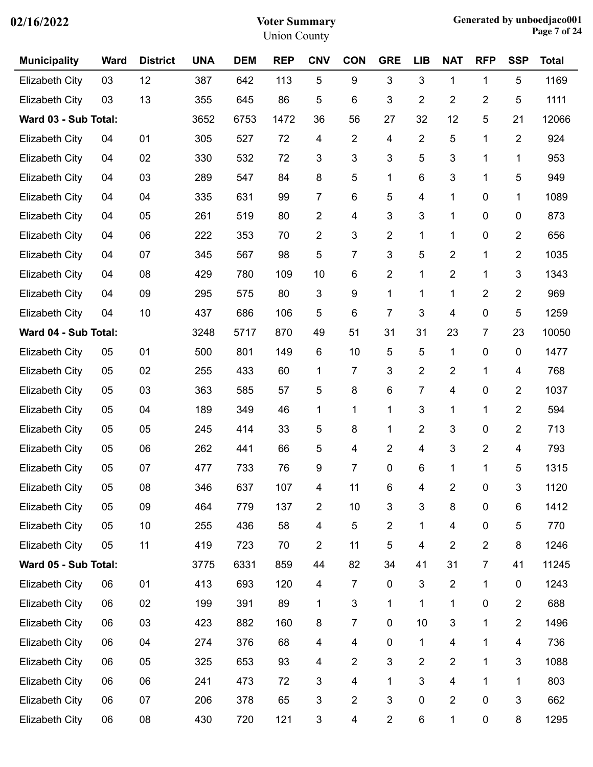02/16/2022

**Voter Summary**
Union County

Generated by unboedjaco001

| Municipality | Ward | District | UNA | DEM | REP | CNV | CON | GRE | LIB | NAT | RFP | SSP | Total |
|---|---|---|---|---|---|---|---|---|---|---|---|---|---|
| Elizabeth City | 03 | 12 | 387 | 642 | 113 | 5 | 9 | 3 | 3 | 1 | 1 | 5 | 1169 |
| Elizabeth City | 03 | 13 | 355 | 645 | 86 | 5 | 6 | 3 | 2 | 2 | 2 | 5 | 1111 |
| **Ward 03 - Sub Total:** | | | 3652 | 6753 | 1472 | 36 | 56 | 27 | 32 | 12 | 5 | 21 | 12066 |
| Elizabeth City | 04 | 01 | 305 | 527 | 72 | 4 | 2 | 4 | 2 | 5 | 1 | 2 | 924 |
| Elizabeth City | 04 | 02 | 330 | 532 | 72 | 3 | 3 | 3 | 5 | 3 | 1 | 1 | 953 |
| Elizabeth City | 04 | 03 | 289 | 547 | 84 | 8 | 5 | 1 | 6 | 3 | 1 | 5 | 949 |
| Elizabeth City | 04 | 04 | 335 | 631 | 99 | 7 | 6 | 5 | 4 | 1 | 0 | 1 | 1089 |
| Elizabeth City | 04 | 05 | 261 | 519 | 80 | 2 | 4 | 3 | 3 | 1 | 0 | 0 | 873 |
| Elizabeth City | 04 | 06 | 222 | 353 | 70 | 2 | 3 | 2 | 1 | 1 | 0 | 2 | 656 |
| Elizabeth City | 04 | 07 | 345 | 567 | 98 | 5 | 7 | 3 | 5 | 2 | 1 | 2 | 1035 |
| Elizabeth City | 04 | 08 | 429 | 780 | 109 | 10 | 6 | 2 | 1 | 2 | 1 | 3 | 1343 |
| Elizabeth City | 04 | 09 | 295 | 575 | 80 | 3 | 9 | 1 | 1 | 1 | 2 | 2 | 969 |
| Elizabeth City | 04 | 10 | 437 | 686 | 106 | 5 | 6 | 7 | 3 | 4 | 0 | 5 | 1259 |
| **Ward 04 - Sub Total:** | | | 3248 | 5717 | 870 | 49 | 51 | 31 | 31 | 23 | 7 | 23 | 10050 |
| Elizabeth City | 05 | 01 | 500 | 801 | 149 | 6 | 10 | 5 | 5 | 1 | 0 | 0 | 1477 |
| Elizabeth City | 05 | 02 | 255 | 433 | 60 | 1 | 7 | 3 | 2 | 2 | 1 | 4 | 768 |
| Elizabeth City | 05 | 03 | 363 | 585 | 57 | 5 | 8 | 6 | 7 | 4 | 0 | 2 | 1037 |
| Elizabeth City | 05 | 04 | 189 | 349 | 46 | 1 | 1 | 1 | 3 | 1 | 1 | 2 | 594 |
| Elizabeth City | 05 | 05 | 245 | 414 | 33 | 5 | 8 | 1 | 2 | 3 | 0 | 2 | 713 |
| Elizabeth City | 05 | 06 | 262 | 441 | 66 | 5 | 4 | 2 | 4 | 3 | 2 | 4 | 793 |
| Elizabeth City | 05 | 07 | 477 | 733 | 76 | 9 | 7 | 0 | 6 | 1 | 1 | 5 | 1315 |
| Elizabeth City | 05 | 08 | 346 | 637 | 107 | 4 | 11 | 6 | 4 | 2 | 0 | 3 | 1120 |
| Elizabeth City | 05 | 09 | 464 | 779 | 137 | 2 | 10 | 3 | 3 | 8 | 0 | 6 | 1412 |
| Elizabeth City | 05 | 10 | 255 | 436 | 58 | 4 | 5 | 2 | 1 | 4 | 0 | 5 | 770 |
| Elizabeth City | 05 | 11 | 419 | 723 | 70 | 2 | 11 | 5 | 4 | 2 | 2 | 8 | 1246 |
| **Ward 05 - Sub Total:** | | | 3775 | 6331 | 859 | 44 | 82 | 34 | 41 | 31 | 7 | 41 | 11245 |
| Elizabeth City | 06 | 01 | 413 | 693 | 120 | 4 | 7 | 0 | 3 | 2 | 1 | 0 | 1243 |
| Elizabeth City | 06 | 02 | 199 | 391 | 89 | 1 | 3 | 1 | 1 | 1 | 0 | 2 | 688 |
| Elizabeth City | 06 | 03 | 423 | 882 | 160 | 8 | 7 | 0 | 10 | 3 | 1 | 2 | 1496 |
| Elizabeth City | 06 | 04 | 274 | 376 | 68 | 4 | 4 | 0 | 1 | 4 | 1 | 4 | 736 |
| Elizabeth City | 06 | 05 | 325 | 653 | 93 | 4 | 2 | 3 | 2 | 2 | 1 | 3 | 1088 |
| Elizabeth City | 06 | 06 | 241 | 473 | 72 | 3 | 4 | 1 | 3 | 4 | 1 | 1 | 803 |
| Elizabeth City | 06 | 07 | 206 | 378 | 65 | 3 | 2 | 3 | 0 | 2 | 0 | 3 | 662 |
| Elizabeth City | 06 | 08 | 430 | 720 | 121 | 3 | 4 | 2 | 6 | 1 | 0 | 8 | 1295 |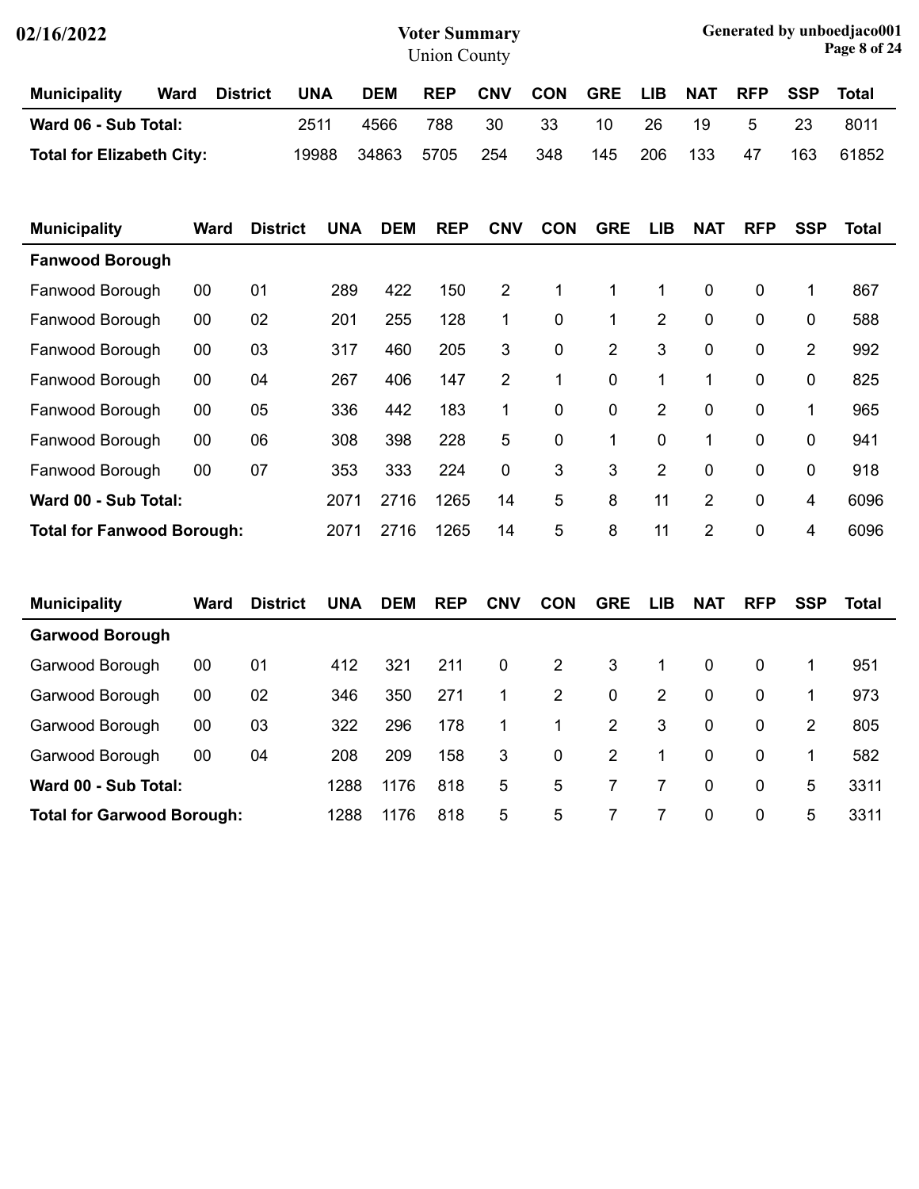| Municipality | Ward | District | UNA | DEM | REP | CNV | CON | GRE | LIB | NAT | RFP | SSP | Total |
|---|---|---|---|---|---|---|---|---|---|---|---|---|---|
| **Ward 06 - Sub Total:** | | | 2511 | 4566 | 788 | 30 | 33 | 10 | 26 | 19 | 5 | 23 | 8011 |
| **Total for Elizabeth City:** | | | 19988 | 34863 | 5705 | 254 | 348 | 145 | 206 | 133 | 47 | 163 | 61852 |

| Municipality | Ward | District | UNA | DEM | REP | CNV | CON | GRE | LIB | NAT | RFP | SSP | Total |
|---|---|---|---|---|---|---|---|---|---|---|---|---|---|
| **Fanwood Borough** | | | | | | | | | | | | | |
| Fanwood Borough | 00 | 01 | 289 | 422 | 150 | 2 | 1 | 1 | 1 | 0 | 0 | 1 | 867 |
| Fanwood Borough | 00 | 02 | 201 | 255 | 128 | 1 | 0 | 1 | 2 | 0 | 0 | 0 | 588 |
| Fanwood Borough | 00 | 03 | 317 | 460 | 205 | 3 | 0 | 2 | 3 | 0 | 0 | 2 | 992 |
| Fanwood Borough | 00 | 04 | 267 | 406 | 147 | 2 | 1 | 0 | 1 | 1 | 0 | 0 | 825 |
| Fanwood Borough | 00 | 05 | 336 | 442 | 183 | 1 | 0 | 0 | 2 | 0 | 0 | 1 | 965 |
| Fanwood Borough | 00 | 06 | 308 | 398 | 228 | 5 | 0 | 1 | 0 | 1 | 0 | 0 | 941 |
| Fanwood Borough | 00 | 07 | 353 | 333 | 224 | 0 | 3 | 3 | 2 | 0 | 0 | 0 | 918 |
| **Ward 00 - Sub Total:** | | | 2071 | 2716 | 1265 | 14 | 5 | 8 | 11 | 2 | 0 | 4 | 6096 |
| **Total for Fanwood Borough:** | | | 2071 | 2716 | 1265 | 14 | 5 | 8 | 11 | 2 | 0 | 4 | 6096 |

| Municipality | Ward | District | UNA | DEM | REP | CNV | CON | GRE | LIB | NAT | RFP | SSP | Total |
|---|---|---|---|---|---|---|---|---|---|---|---|---|---|
| **Garwood Borough** | | | | | | | | | | | | | |
| Garwood Borough | 00 | 01 | 412 | 321 | 211 | 0 | 2 | 3 | 1 | 0 | 0 | 1 | 951 |
| Garwood Borough | 00 | 02 | 346 | 350 | 271 | 1 | 2 | 0 | 2 | 0 | 0 | 1 | 973 |
| Garwood Borough | 00 | 03 | 322 | 296 | 178 | 1 | 1 | 2 | 3 | 0 | 0 | 2 | 805 |
| Garwood Borough | 00 | 04 | 208 | 209 | 158 | 3 | 0 | 2 | 1 | 0 | 0 | 1 | 582 |
| **Ward 00 - Sub Total:** | | | 1288 | 1176 | 818 | 5 | 5 | 7 | 7 | 0 | 0 | 5 | 3311 |
| **Total for Garwood Borough:** | | | 1288 | 1176 | 818 | 5 | 5 | 7 | 7 | 0 | 0 | 5 | 3311 |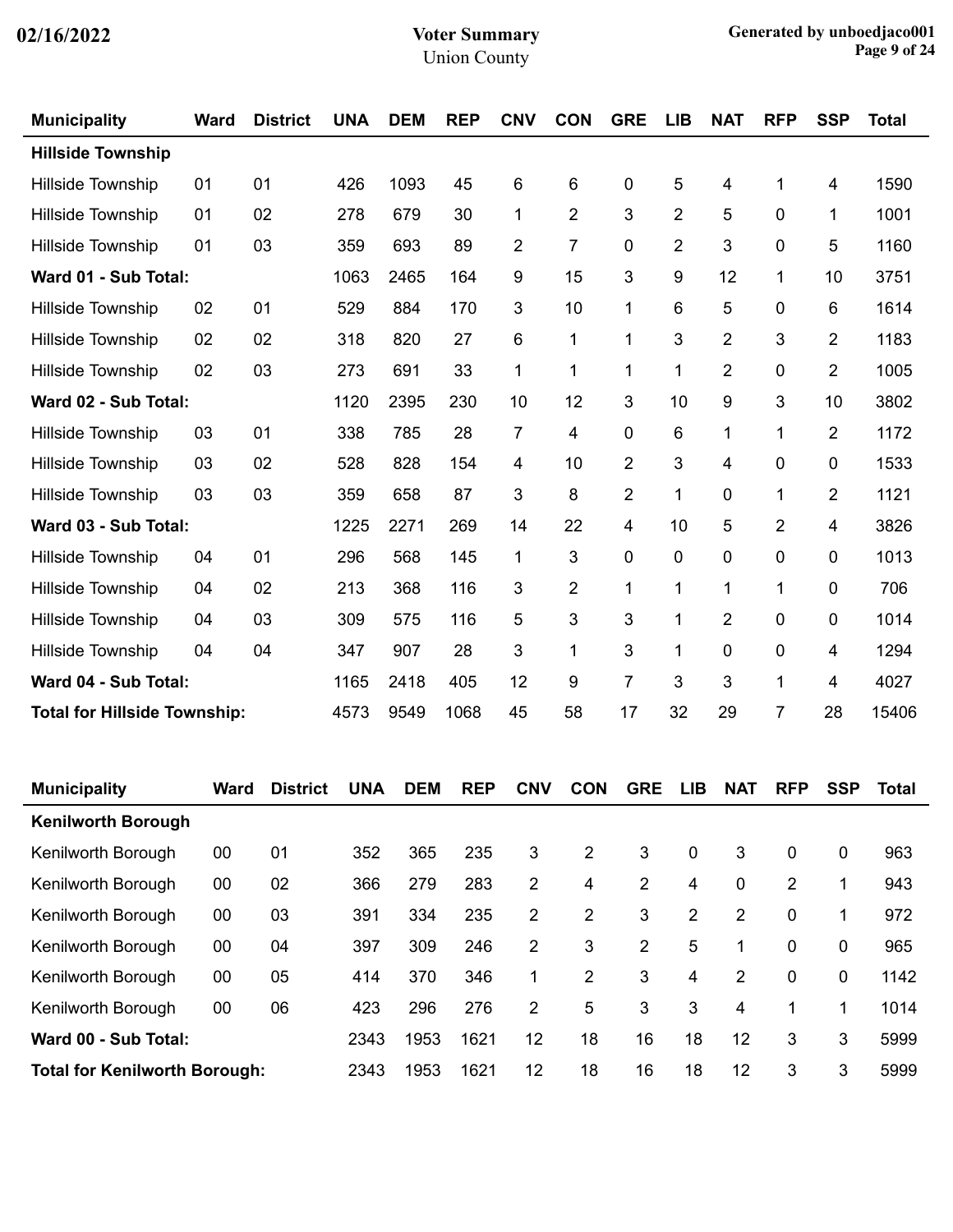# Voter Summary

Union County

| Municipality | Ward | District | UNA | DEM | REP | CNV | CON | GRE | LIB | NAT | RFP | SSP | Total |
|---|---|---|---|---|---|---|---|---|---|---|---|---|---|
| **Hillside Township** | | | | | | | | | | | | | |
| Hillside Township | 01 | 01 | 426 | 1093 | 45 | 6 | 6 | 0 | 5 | 4 | 1 | 4 | 1590 |
| Hillside Township | 01 | 02 | 278 | 679 | 30 | 1 | 2 | 3 | 2 | 5 | 0 | 1 | 1001 |
| Hillside Township | 01 | 03 | 359 | 693 | 89 | 2 | 7 | 0 | 2 | 3 | 0 | 5 | 1160 |
| **Ward 01 - Sub Total:** | | | 1063 | 2465 | 164 | 9 | 15 | 3 | 9 | 12 | 1 | 10 | 3751 |
| Hillside Township | 02 | 01 | 529 | 884 | 170 | 3 | 10 | 1 | 6 | 5 | 0 | 6 | 1614 |
| Hillside Township | 02 | 02 | 318 | 820 | 27 | 6 | 1 | 1 | 3 | 2 | 3 | 2 | 1183 |
| Hillside Township | 02 | 03 | 273 | 691 | 33 | 1 | 1 | 1 | 1 | 2 | 0 | 2 | 1005 |
| **Ward 02 - Sub Total:** | | | 1120 | 2395 | 230 | 10 | 12 | 3 | 10 | 9 | 3 | 10 | 3802 |
| Hillside Township | 03 | 01 | 338 | 785 | 28 | 7 | 4 | 0 | 6 | 1 | 1 | 2 | 1172 |
| Hillside Township | 03 | 02 | 528 | 828 | 154 | 4 | 10 | 2 | 3 | 4 | 0 | 0 | 1533 |
| Hillside Township | 03 | 03 | 359 | 658 | 87 | 3 | 8 | 2 | 1 | 0 | 1 | 2 | 1121 |
| **Ward 03 - Sub Total:** | | | 1225 | 2271 | 269 | 14 | 22 | 4 | 10 | 5 | 2 | 4 | 3826 |
| Hillside Township | 04 | 01 | 296 | 568 | 145 | 1 | 3 | 0 | 0 | 0 | 0 | 0 | 1013 |
| Hillside Township | 04 | 02 | 213 | 368 | 116 | 3 | 2 | 1 | 1 | 1 | 1 | 0 | 706 |
| Hillside Township | 04 | 03 | 309 | 575 | 116 | 5 | 3 | 3 | 1 | 2 | 0 | 0 | 1014 |
| Hillside Township | 04 | 04 | 347 | 907 | 28 | 3 | 1 | 3 | 1 | 0 | 0 | 4 | 1294 |
| **Ward 04 - Sub Total:** | | | 1165 | 2418 | 405 | 12 | 9 | 7 | 3 | 3 | 1 | 4 | 4027 |
| **Total for Hillside Township:** | | | 4573 | 9549 | 1068 | 45 | 58 | 17 | 32 | 29 | 7 | 28 | 15406 |

| Municipality | Ward | District | UNA | DEM | REP | CNV | CON | GRE | LIB | NAT | RFP | SSP | Total |
|---|---|---|---|---|---|---|---|---|---|---|---|---|---|
| **Kenilworth Borough** | | | | | | | | | | | | | |
| Kenilworth Borough | 00 | 01 | 352 | 365 | 235 | 3 | 2 | 3 | 0 | 3 | 0 | 0 | 963 |
| Kenilworth Borough | 00 | 02 | 366 | 279 | 283 | 2 | 4 | 2 | 4 | 0 | 2 | 1 | 943 |
| Kenilworth Borough | 00 | 03 | 391 | 334 | 235 | 2 | 2 | 3 | 2 | 2 | 0 | 1 | 972 |
| Kenilworth Borough | 00 | 04 | 397 | 309 | 246 | 2 | 3 | 2 | 5 | 1 | 0 | 0 | 965 |
| Kenilworth Borough | 00 | 05 | 414 | 370 | 346 | 1 | 2 | 3 | 4 | 2 | 0 | 0 | 1142 |
| Kenilworth Borough | 00 | 06 | 423 | 296 | 276 | 2 | 5 | 3 | 3 | 4 | 1 | 1 | 1014 |
| **Ward 00 - Sub Total:** | | | 2343 | 1953 | 1621 | 12 | 18 | 16 | 18 | 12 | 3 | 3 | 5999 |
| **Total for Kenilworth Borough:** | | | 2343 | 1953 | 1621 | 12 | 18 | 16 | 18 | 12 | 3 | 3 | 5999 |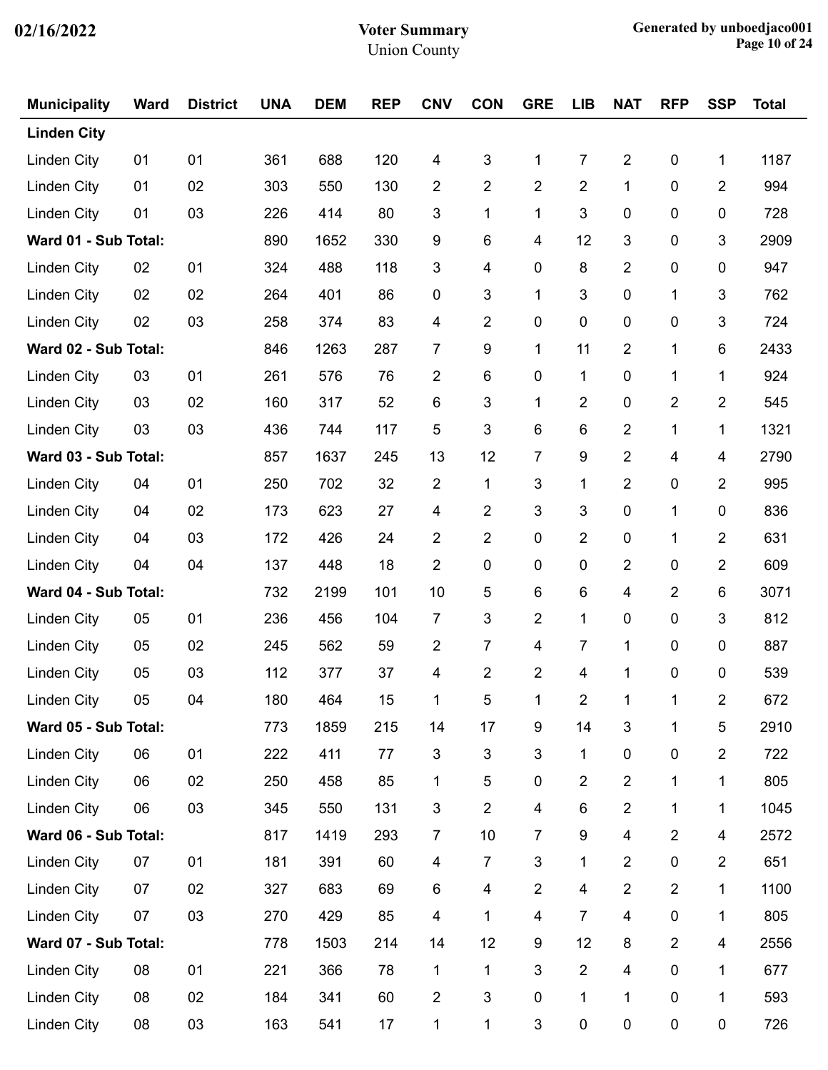| Municipality | Ward | District | UNA | DEM | REP | CNV | CON | GRE | LIB | NAT | RFP | SSP | Total |
|---|---|---|---|---|---|---|---|---|---|---|---|---|---|
| **Linden City** | | | | | | | | | | | | | |
| Linden City | 01 | 01 | 361 | 688 | 120 | 4 | 3 | 1 | 7 | 2 | 0 | 1 | 1187 |
| Linden City | 01 | 02 | 303 | 550 | 130 | 2 | 2 | 2 | 2 | 1 | 0 | 2 | 994 |
| Linden City | 01 | 03 | 226 | 414 | 80 | 3 | 1 | 1 | 3 | 0 | 0 | 0 | 728 |
| **Ward 01 - Sub Total:** | | | 890 | 1652 | 330 | 9 | 6 | 4 | 12 | 3 | 0 | 3 | 2909 |
| Linden City | 02 | 01 | 324 | 488 | 118 | 3 | 4 | 0 | 8 | 2 | 0 | 0 | 947 |
| Linden City | 02 | 02 | 264 | 401 | 86 | 0 | 3 | 1 | 3 | 0 | 1 | 3 | 762 |
| Linden City | 02 | 03 | 258 | 374 | 83 | 4 | 2 | 0 | 0 | 0 | 0 | 3 | 724 |
| **Ward 02 - Sub Total:** | | | 846 | 1263 | 287 | 7 | 9 | 1 | 11 | 2 | 1 | 6 | 2433 |
| Linden City | 03 | 01 | 261 | 576 | 76 | 2 | 6 | 0 | 1 | 0 | 1 | 1 | 924 |
| Linden City | 03 | 02 | 160 | 317 | 52 | 6 | 3 | 1 | 2 | 0 | 2 | 2 | 545 |
| Linden City | 03 | 03 | 436 | 744 | 117 | 5 | 3 | 6 | 6 | 2 | 1 | 1 | 1321 |
| **Ward 03 - Sub Total:** | | | 857 | 1637 | 245 | 13 | 12 | 7 | 9 | 2 | 4 | 4 | 2790 |
| Linden City | 04 | 01 | 250 | 702 | 32 | 2 | 1 | 3 | 1 | 2 | 0 | 2 | 995 |
| Linden City | 04 | 02 | 173 | 623 | 27 | 4 | 2 | 3 | 3 | 0 | 1 | 0 | 836 |
| Linden City | 04 | 03 | 172 | 426 | 24 | 2 | 2 | 0 | 2 | 0 | 1 | 2 | 631 |
| Linden City | 04 | 04 | 137 | 448 | 18 | 2 | 0 | 0 | 0 | 2 | 0 | 2 | 609 |
| **Ward 04 - Sub Total:** | | | 732 | 2199 | 101 | 10 | 5 | 6 | 6 | 4 | 2 | 6 | 3071 |
| Linden City | 05 | 01 | 236 | 456 | 104 | 7 | 3 | 2 | 1 | 0 | 0 | 3 | 812 |
| Linden City | 05 | 02 | 245 | 562 | 59 | 2 | 7 | 4 | 7 | 1 | 0 | 0 | 887 |
| Linden City | 05 | 03 | 112 | 377 | 37 | 4 | 2 | 2 | 4 | 1 | 0 | 0 | 539 |
| Linden City | 05 | 04 | 180 | 464 | 15 | 1 | 5 | 1 | 2 | 1 | 1 | 2 | 672 |
| **Ward 05 - Sub Total:** | | | 773 | 1859 | 215 | 14 | 17 | 9 | 14 | 3 | 1 | 5 | 2910 |
| Linden City | 06 | 01 | 222 | 411 | 77 | 3 | 3 | 3 | 1 | 0 | 0 | 2 | 722 |
| Linden City | 06 | 02 | 250 | 458 | 85 | 1 | 5 | 0 | 2 | 2 | 1 | 1 | 805 |
| Linden City | 06 | 03 | 345 | 550 | 131 | 3 | 2 | 4 | 6 | 2 | 1 | 1 | 1045 |
| **Ward 06 - Sub Total:** | | | 817 | 1419 | 293 | 7 | 10 | 7 | 9 | 4 | 2 | 4 | 2572 |
| Linden City | 07 | 01 | 181 | 391 | 60 | 4 | 7 | 3 | 1 | 2 | 0 | 2 | 651 |
| Linden City | 07 | 02 | 327 | 683 | 69 | 6 | 4 | 2 | 4 | 2 | 2 | 1 | 1100 |
| Linden City | 07 | 03 | 270 | 429 | 85 | 4 | 1 | 4 | 7 | 4 | 0 | 1 | 805 |
| **Ward 07 - Sub Total:** | | | 778 | 1503 | 214 | 14 | 12 | 9 | 12 | 8 | 2 | 4 | 2556 |
| Linden City | 08 | 01 | 221 | 366 | 78 | 1 | 1 | 3 | 2 | 4 | 0 | 1 | 677 |
| Linden City | 08 | 02 | 184 | 341 | 60 | 2 | 3 | 0 | 1 | 1 | 0 | 1 | 593 |
| Linden City | 08 | 03 | 163 | 541 | 17 | 1 | 1 | 3 | 0 | 0 | 0 | 0 | 726 |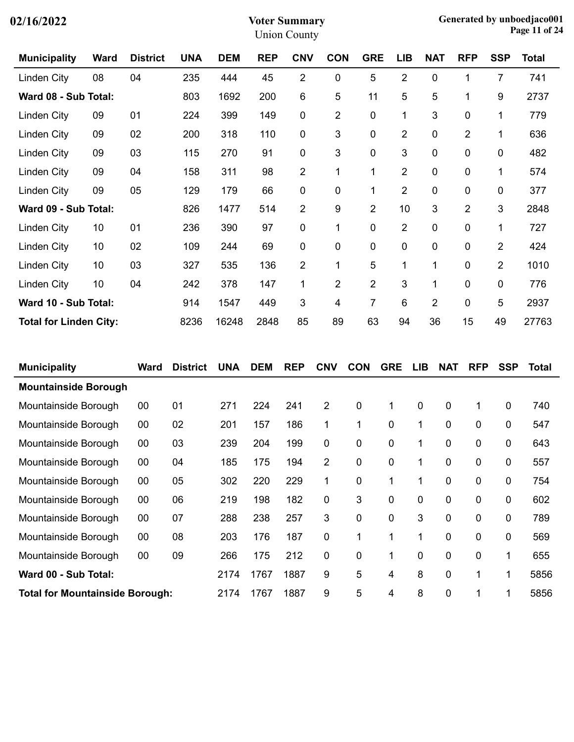| Municipality | Ward | District | UNA | DEM | REP | CNV | CON | GRE | LIB | NAT | RFP | SSP | Total |
|---|---|---|---|---|---|---|---|---|---|---|---|---|---|
| Linden City | 08 | 04 | 235 | 444 | 45 | 2 | 0 | 5 | 2 | 0 | 1 | 7 | 741 |
| **Ward 08 - Sub Total:** | | | 803 | 1692 | 200 | 6 | 5 | 11 | 5 | 5 | 1 | 9 | 2737 |
| Linden City | 09 | 01 | 224 | 399 | 149 | 0 | 2 | 0 | 1 | 3 | 0 | 1 | 779 |
| Linden City | 09 | 02 | 200 | 318 | 110 | 0 | 3 | 0 | 2 | 0 | 2 | 1 | 636 |
| Linden City | 09 | 03 | 115 | 270 | 91 | 0 | 3 | 0 | 3 | 0 | 0 | 0 | 482 |
| Linden City | 09 | 04 | 158 | 311 | 98 | 2 | 1 | 1 | 2 | 0 | 0 | 1 | 574 |
| Linden City | 09 | 05 | 129 | 179 | 66 | 0 | 0 | 1 | 2 | 0 | 0 | 0 | 377 |
| **Ward 09 - Sub Total:** | | | 826 | 1477 | 514 | 2 | 9 | 2 | 10 | 3 | 2 | 3 | 2848 |
| Linden City | 10 | 01 | 236 | 390 | 97 | 0 | 1 | 0 | 2 | 0 | 0 | 1 | 727 |
| Linden City | 10 | 02 | 109 | 244 | 69 | 0 | 0 | 0 | 0 | 0 | 0 | 2 | 424 |
| Linden City | 10 | 03 | 327 | 535 | 136 | 2 | 1 | 5 | 1 | 1 | 0 | 2 | 1010 |
| Linden City | 10 | 04 | 242 | 378 | 147 | 1 | 2 | 2 | 3 | 1 | 0 | 0 | 776 |
| **Ward 10 - Sub Total:** | | | 914 | 1547 | 449 | 3 | 4 | 7 | 6 | 2 | 0 | 5 | 2937 |
| **Total for Linden City:** | | | 8236 | 16248 | 2848 | 85 | 89 | 63 | 94 | 36 | 15 | 49 | 27763 |

| Municipality | Ward | District | UNA | DEM | REP | CNV | CON | GRE | LIB | NAT | RFP | SSP | Total |
|---|---|---|---|---|---|---|---|---|---|---|---|---|---|
| **Mountainside Borough** | | | | | | | | | | | | | |
| Mountainside Borough | 00 | 01 | 271 | 224 | 241 | 2 | 0 | 1 | 0 | 0 | 1 | 0 | 740 |
| Mountainside Borough | 00 | 02 | 201 | 157 | 186 | 1 | 1 | 0 | 1 | 0 | 0 | 0 | 547 |
| Mountainside Borough | 00 | 03 | 239 | 204 | 199 | 0 | 0 | 0 | 1 | 0 | 0 | 0 | 643 |
| Mountainside Borough | 00 | 04 | 185 | 175 | 194 | 2 | 0 | 0 | 1 | 0 | 0 | 0 | 557 |
| Mountainside Borough | 00 | 05 | 302 | 220 | 229 | 1 | 0 | 1 | 1 | 0 | 0 | 0 | 754 |
| Mountainside Borough | 00 | 06 | 219 | 198 | 182 | 0 | 3 | 0 | 0 | 0 | 0 | 0 | 602 |
| Mountainside Borough | 00 | 07 | 288 | 238 | 257 | 3 | 0 | 0 | 3 | 0 | 0 | 0 | 789 |
| Mountainside Borough | 00 | 08 | 203 | 176 | 187 | 0 | 1 | 1 | 1 | 0 | 0 | 0 | 569 |
| Mountainside Borough | 00 | 09 | 266 | 175 | 212 | 0 | 0 | 1 | 0 | 0 | 0 | 1 | 655 |
| **Ward 00 - Sub Total:** | | | 2174 | 1767 | 1887 | 9 | 5 | 4 | 8 | 0 | 1 | 1 | 5856 |
| **Total for Mountainside Borough:** | | | 2174 | 1767 | 1887 | 9 | 5 | 4 | 8 | 0 | 1 | 1 | 5856 |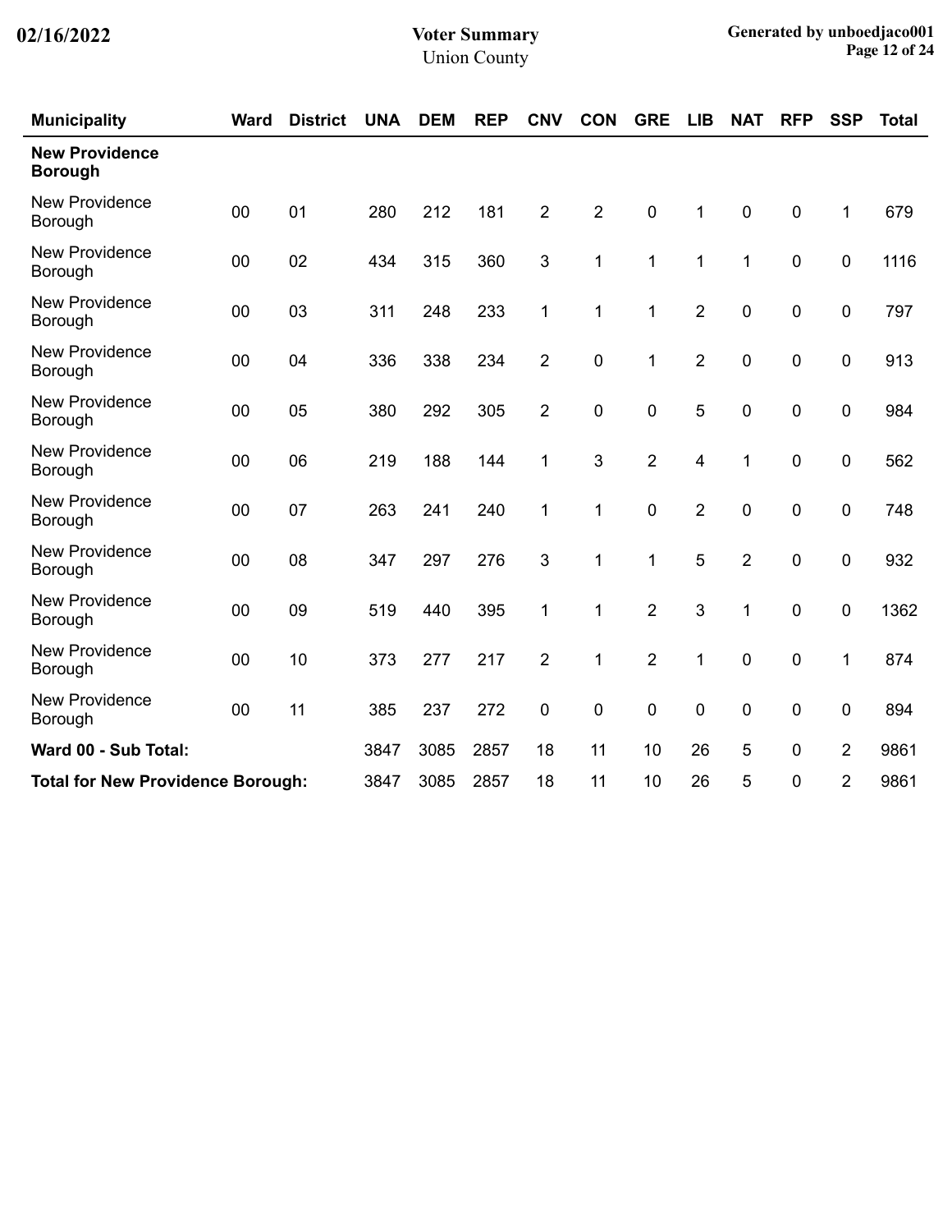| Municipality | Ward | District | UNA | DEM | REP | CNV | CON | GRE | LIB | NAT | RFP | SSP | Total |
|---|---|---|---|---|---|---|---|---|---|---|---|---|---|
| **New Providence Borough** | | | | | | | | | | | | | |
| New Providence Borough | 00 | 01 | 280 | 212 | 181 | 2 | 2 | 0 | 1 | 0 | 0 | 1 | 679 |
| New Providence Borough | 00 | 02 | 434 | 315 | 360 | 3 | 1 | 1 | 1 | 1 | 0 | 0 | 1116 |
| New Providence Borough | 00 | 03 | 311 | 248 | 233 | 1 | 1 | 1 | 2 | 0 | 0 | 0 | 797 |
| New Providence Borough | 00 | 04 | 336 | 338 | 234 | 2 | 0 | 1 | 2 | 0 | 0 | 0 | 913 |
| New Providence Borough | 00 | 05 | 380 | 292 | 305 | 2 | 0 | 0 | 5 | 0 | 0 | 0 | 984 |
| New Providence Borough | 00 | 06 | 219 | 188 | 144 | 1 | 3 | 2 | 4 | 1 | 0 | 0 | 562 |
| New Providence Borough | 00 | 07 | 263 | 241 | 240 | 1 | 1 | 0 | 2 | 0 | 0 | 0 | 748 |
| New Providence Borough | 00 | 08 | 347 | 297 | 276 | 3 | 1 | 1 | 5 | 2 | 0 | 0 | 932 |
| New Providence Borough | 00 | 09 | 519 | 440 | 395 | 1 | 1 | 2 | 3 | 1 | 0 | 0 | 1362 |
| New Providence Borough | 00 | 10 | 373 | 277 | 217 | 2 | 1 | 2 | 1 | 0 | 0 | 1 | 874 |
| New Providence Borough | 00 | 11 | 385 | 237 | 272 | 0 | 0 | 0 | 0 | 0 | 0 | 0 | 894 |
| **Ward 00 - Sub Total:** | | | 3847 | 3085 | 2857 | 18 | 11 | 10 | 26 | 5 | 0 | 2 | 9861 |
| **Total for New Providence Borough:** | | | 3847 | 3085 | 2857 | 18 | 11 | 10 | 26 | 5 | 0 | 2 | 9861 |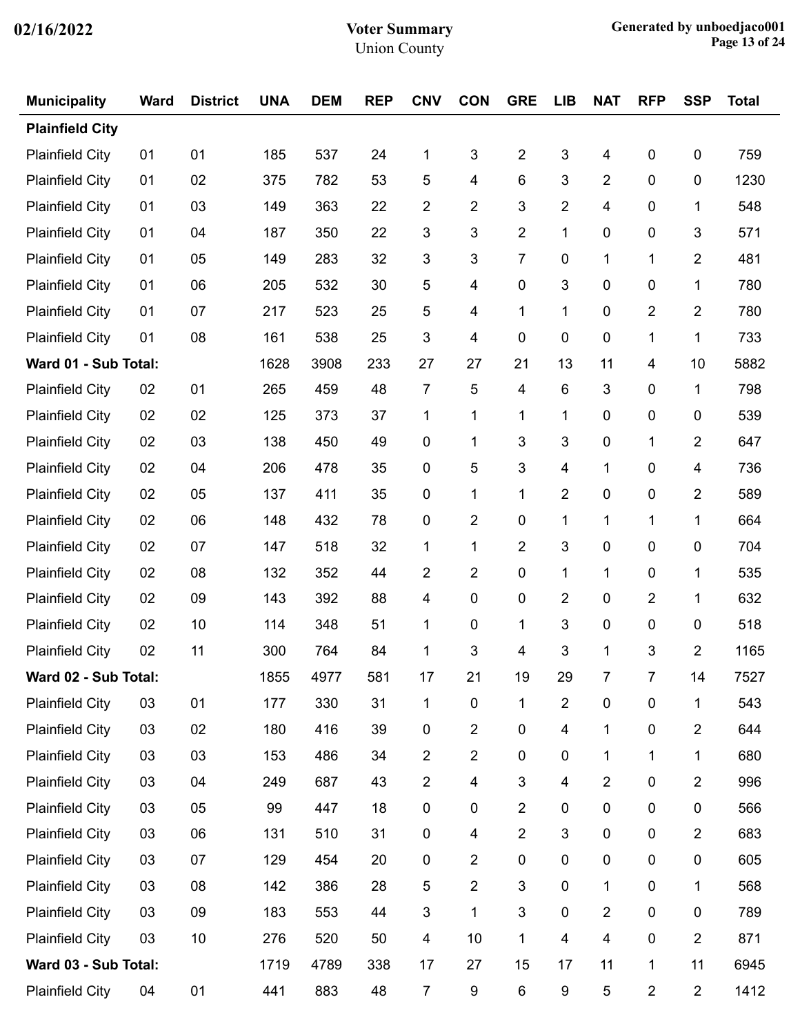# Voter Summary

Union County

| Municipality | Ward | District | UNA | DEM | REP | CNV | CON | GRE | LIB | NAT | RFP | SSP | Total |
|---|---|---|---|---|---|---|---|---|---|---|---|---|---|
| **Plainfield City** | | | | | | | | | | | | | |
| Plainfield City | 01 | 01 | 185 | 537 | 24 | 1 | 3 | 2 | 3 | 4 | 0 | 0 | 759 |
| Plainfield City | 01 | 02 | 375 | 782 | 53 | 5 | 4 | 6 | 3 | 2 | 0 | 0 | 1230 |
| Plainfield City | 01 | 03 | 149 | 363 | 22 | 2 | 2 | 3 | 2 | 4 | 0 | 1 | 548 |
| Plainfield City | 01 | 04 | 187 | 350 | 22 | 3 | 3 | 2 | 1 | 0 | 0 | 3 | 571 |
| Plainfield City | 01 | 05 | 149 | 283 | 32 | 3 | 3 | 7 | 0 | 1 | 1 | 2 | 481 |
| Plainfield City | 01 | 06 | 205 | 532 | 30 | 5 | 4 | 0 | 3 | 0 | 0 | 1 | 780 |
| Plainfield City | 01 | 07 | 217 | 523 | 25 | 5 | 4 | 1 | 1 | 0 | 2 | 2 | 780 |
| Plainfield City | 01 | 08 | 161 | 538 | 25 | 3 | 4 | 0 | 0 | 0 | 1 | 1 | 733 |
| **Ward 01 - Sub Total:** | | | 1628 | 3908 | 233 | 27 | 27 | 21 | 13 | 11 | 4 | 10 | 5882 |
| Plainfield City | 02 | 01 | 265 | 459 | 48 | 7 | 5 | 4 | 6 | 3 | 0 | 1 | 798 |
| Plainfield City | 02 | 02 | 125 | 373 | 37 | 1 | 1 | 1 | 1 | 0 | 0 | 0 | 539 |
| Plainfield City | 02 | 03 | 138 | 450 | 49 | 0 | 1 | 3 | 3 | 0 | 1 | 2 | 647 |
| Plainfield City | 02 | 04 | 206 | 478 | 35 | 0 | 5 | 3 | 4 | 1 | 0 | 4 | 736 |
| Plainfield City | 02 | 05 | 137 | 411 | 35 | 0 | 1 | 1 | 2 | 0 | 0 | 2 | 589 |
| Plainfield City | 02 | 06 | 148 | 432 | 78 | 0 | 2 | 0 | 1 | 1 | 1 | 1 | 664 |
| Plainfield City | 02 | 07 | 147 | 518 | 32 | 1 | 1 | 2 | 3 | 0 | 0 | 0 | 704 |
| Plainfield City | 02 | 08 | 132 | 352 | 44 | 2 | 2 | 0 | 1 | 1 | 0 | 1 | 535 |
| Plainfield City | 02 | 09 | 143 | 392 | 88 | 4 | 0 | 0 | 2 | 0 | 2 | 1 | 632 |
| Plainfield City | 02 | 10 | 114 | 348 | 51 | 1 | 0 | 1 | 3 | 0 | 0 | 0 | 518 |
| Plainfield City | 02 | 11 | 300 | 764 | 84 | 1 | 3 | 4 | 3 | 1 | 3 | 2 | 1165 |
| **Ward 02 - Sub Total:** | | | 1855 | 4977 | 581 | 17 | 21 | 19 | 29 | 7 | 7 | 14 | 7527 |
| Plainfield City | 03 | 01 | 177 | 330 | 31 | 1 | 0 | 1 | 2 | 0 | 0 | 1 | 543 |
| Plainfield City | 03 | 02 | 180 | 416 | 39 | 0 | 2 | 0 | 4 | 1 | 0 | 2 | 644 |
| Plainfield City | 03 | 03 | 153 | 486 | 34 | 2 | 2 | 0 | 0 | 1 | 1 | 1 | 680 |
| Plainfield City | 03 | 04 | 249 | 687 | 43 | 2 | 4 | 3 | 4 | 2 | 0 | 2 | 996 |
| Plainfield City | 03 | 05 | 99 | 447 | 18 | 0 | 0 | 2 | 0 | 0 | 0 | 0 | 566 |
| Plainfield City | 03 | 06 | 131 | 510 | 31 | 0 | 4 | 2 | 3 | 0 | 0 | 2 | 683 |
| Plainfield City | 03 | 07 | 129 | 454 | 20 | 0 | 2 | 0 | 0 | 0 | 0 | 0 | 605 |
| Plainfield City | 03 | 08 | 142 | 386 | 28 | 5 | 2 | 3 | 0 | 1 | 0 | 1 | 568 |
| Plainfield City | 03 | 09 | 183 | 553 | 44 | 3 | 1 | 3 | 0 | 2 | 0 | 0 | 789 |
| Plainfield City | 03 | 10 | 276 | 520 | 50 | 4 | 10 | 1 | 4 | 4 | 0 | 2 | 871 |
| **Ward 03 - Sub Total:** | | | 1719 | 4789 | 338 | 17 | 27 | 15 | 17 | 11 | 1 | 11 | 6945 |
| Plainfield City | 04 | 01 | 441 | 883 | 48 | 7 | 9 | 6 | 9 | 5 | 2 | 2 | 1412 |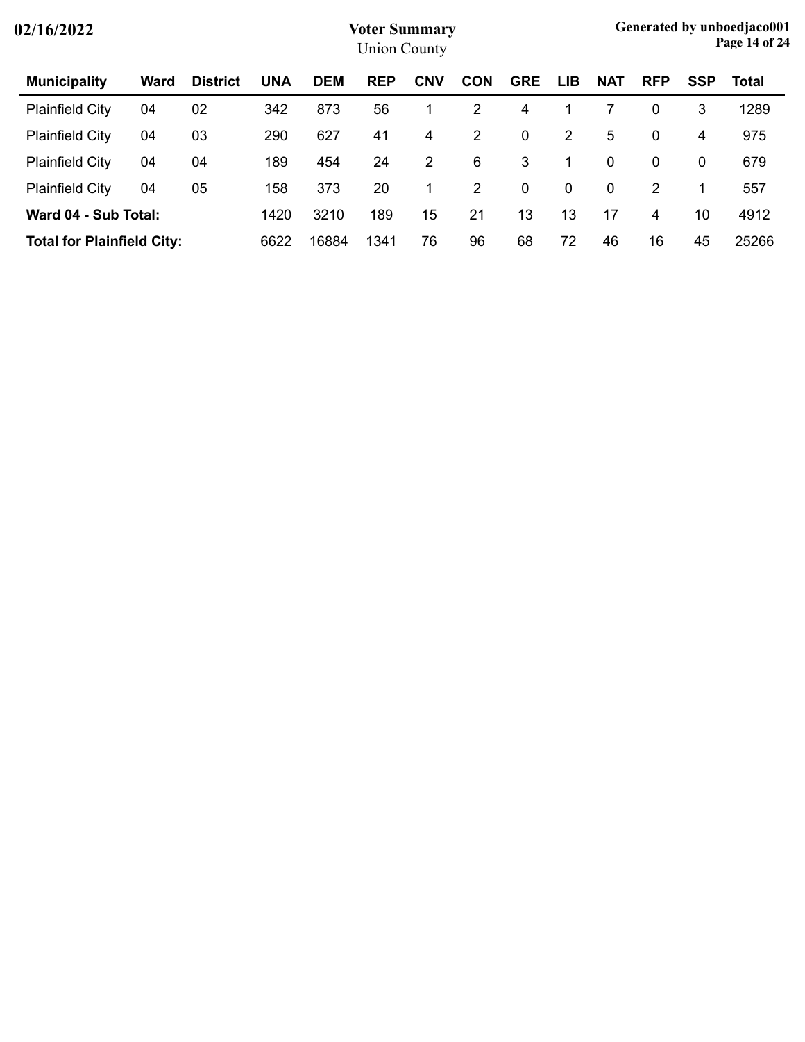| Municipality | Ward | District | UNA | DEM | REP | CNV | CON | GRE | LIB | NAT | RFP | SSP | Total |
|---|---|---|---|---|---|---|---|---|---|---|---|---|---|
| Plainfield City | 04 | 02 | 342 | 873 | 56 | 1 | 2 | 4 | 1 | 7 | 0 | 3 | 1289 |
| Plainfield City | 04 | 03 | 290 | 627 | 41 | 4 | 2 | 0 | 2 | 5 | 0 | 4 | 975 |
| Plainfield City | 04 | 04 | 189 | 454 | 24 | 2 | 6 | 3 | 1 | 0 | 0 | 0 | 679 |
| Plainfield City | 04 | 05 | 158 | 373 | 20 | 1 | 2 | 0 | 0 | 0 | 2 | 1 | 557 |
| **Ward 04 - Sub Total:** | | | 1420 | 3210 | 189 | 15 | 21 | 13 | 13 | 17 | 4 | 10 | 4912 |
| **Total for Plainfield City:** | | | 6622 | 16884 | 1341 | 76 | 96 | 68 | 72 | 46 | 16 | 45 | 25266 |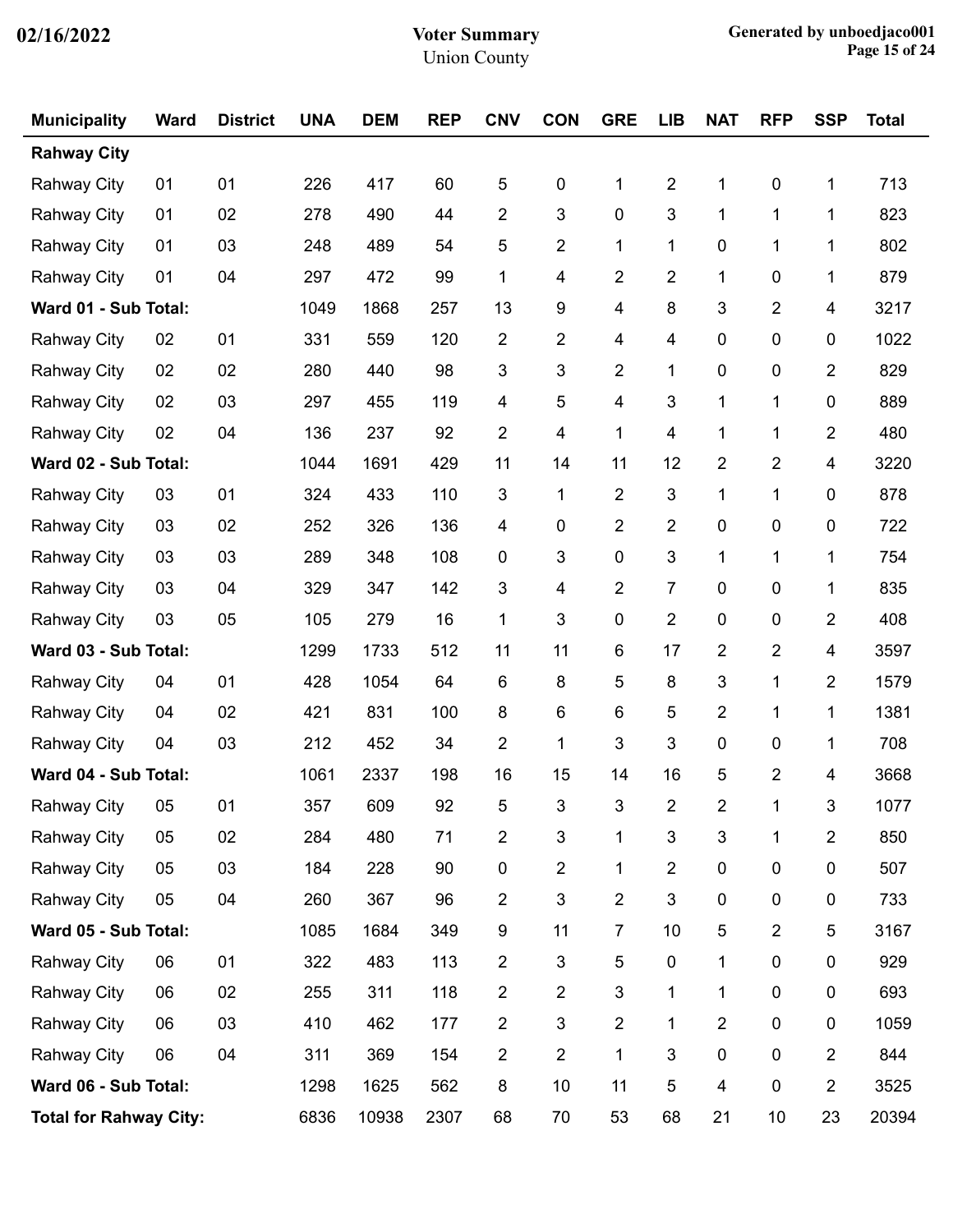# Voter Summary

Union County

02/16/2022

| Municipality | Ward | District | UNA | DEM | REP | CNV | CON | GRE | LIB | NAT | RFP | SSP | Total |
|---|---|---|---|---|---|---|---|---|---|---|---|---|---|
| **Rahway City** | | | | | | | | | | | | | |
| Rahway City | 01 | 01 | 226 | 417 | 60 | 5 | 0 | 1 | 2 | 1 | 0 | 1 | 713 |
| Rahway City | 01 | 02 | 278 | 490 | 44 | 2 | 3 | 0 | 3 | 1 | 1 | 1 | 823 |
| Rahway City | 01 | 03 | 248 | 489 | 54 | 5 | 2 | 1 | 1 | 0 | 1 | 1 | 802 |
| Rahway City | 01 | 04 | 297 | 472 | 99 | 1 | 4 | 2 | 2 | 1 | 0 | 1 | 879 |
| **Ward 01 - Sub Total:** | | | 1049 | 1868 | 257 | 13 | 9 | 4 | 8 | 3 | 2 | 4 | 3217 |
| Rahway City | 02 | 01 | 331 | 559 | 120 | 2 | 2 | 4 | 4 | 0 | 0 | 0 | 1022 |
| Rahway City | 02 | 02 | 280 | 440 | 98 | 3 | 3 | 2 | 1 | 0 | 0 | 2 | 829 |
| Rahway City | 02 | 03 | 297 | 455 | 119 | 4 | 5 | 4 | 3 | 1 | 1 | 0 | 889 |
| Rahway City | 02 | 04 | 136 | 237 | 92 | 2 | 4 | 1 | 4 | 1 | 1 | 2 | 480 |
| **Ward 02 - Sub Total:** | | | 1044 | 1691 | 429 | 11 | 14 | 11 | 12 | 2 | 2 | 4 | 3220 |
| Rahway City | 03 | 01 | 324 | 433 | 110 | 3 | 1 | 2 | 3 | 1 | 1 | 0 | 878 |
| Rahway City | 03 | 02 | 252 | 326 | 136 | 4 | 0 | 2 | 2 | 0 | 0 | 0 | 722 |
| Rahway City | 03 | 03 | 289 | 348 | 108 | 0 | 3 | 0 | 3 | 1 | 1 | 1 | 754 |
| Rahway City | 03 | 04 | 329 | 347 | 142 | 3 | 4 | 2 | 7 | 0 | 0 | 1 | 835 |
| Rahway City | 03 | 05 | 105 | 279 | 16 | 1 | 3 | 0 | 2 | 0 | 0 | 2 | 408 |
| **Ward 03 - Sub Total:** | | | 1299 | 1733 | 512 | 11 | 11 | 6 | 17 | 2 | 2 | 4 | 3597 |
| Rahway City | 04 | 01 | 428 | 1054 | 64 | 6 | 8 | 5 | 8 | 3 | 1 | 2 | 1579 |
| Rahway City | 04 | 02 | 421 | 831 | 100 | 8 | 6 | 6 | 5 | 2 | 1 | 1 | 1381 |
| Rahway City | 04 | 03 | 212 | 452 | 34 | 2 | 1 | 3 | 3 | 0 | 0 | 1 | 708 |
| **Ward 04 - Sub Total:** | | | 1061 | 2337 | 198 | 16 | 15 | 14 | 16 | 5 | 2 | 4 | 3668 |
| Rahway City | 05 | 01 | 357 | 609 | 92 | 5 | 3 | 3 | 2 | 2 | 1 | 3 | 1077 |
| Rahway City | 05 | 02 | 284 | 480 | 71 | 2 | 3 | 1 | 3 | 3 | 1 | 2 | 850 |
| Rahway City | 05 | 03 | 184 | 228 | 90 | 0 | 2 | 1 | 2 | 0 | 0 | 0 | 507 |
| Rahway City | 05 | 04 | 260 | 367 | 96 | 2 | 3 | 2 | 3 | 0 | 0 | 0 | 733 |
| **Ward 05 - Sub Total:** | | | 1085 | 1684 | 349 | 9 | 11 | 7 | 10 | 5 | 2 | 5 | 3167 |
| Rahway City | 06 | 01 | 322 | 483 | 113 | 2 | 3 | 5 | 0 | 1 | 0 | 0 | 929 |
| Rahway City | 06 | 02 | 255 | 311 | 118 | 2 | 2 | 3 | 1 | 1 | 0 | 0 | 693 |
| Rahway City | 06 | 03 | 410 | 462 | 177 | 2 | 3 | 2 | 1 | 2 | 0 | 0 | 1059 |
| Rahway City | 06 | 04 | 311 | 369 | 154 | 2 | 2 | 1 | 3 | 0 | 0 | 2 | 844 |
| **Ward 06 - Sub Total:** | | | 1298 | 1625 | 562 | 8 | 10 | 11 | 5 | 4 | 0 | 2 | 3525 |
| **Total for Rahway City:** | | | 6836 | 10938 | 2307 | 68 | 70 | 53 | 68 | 21 | 10 | 23 | 20394 |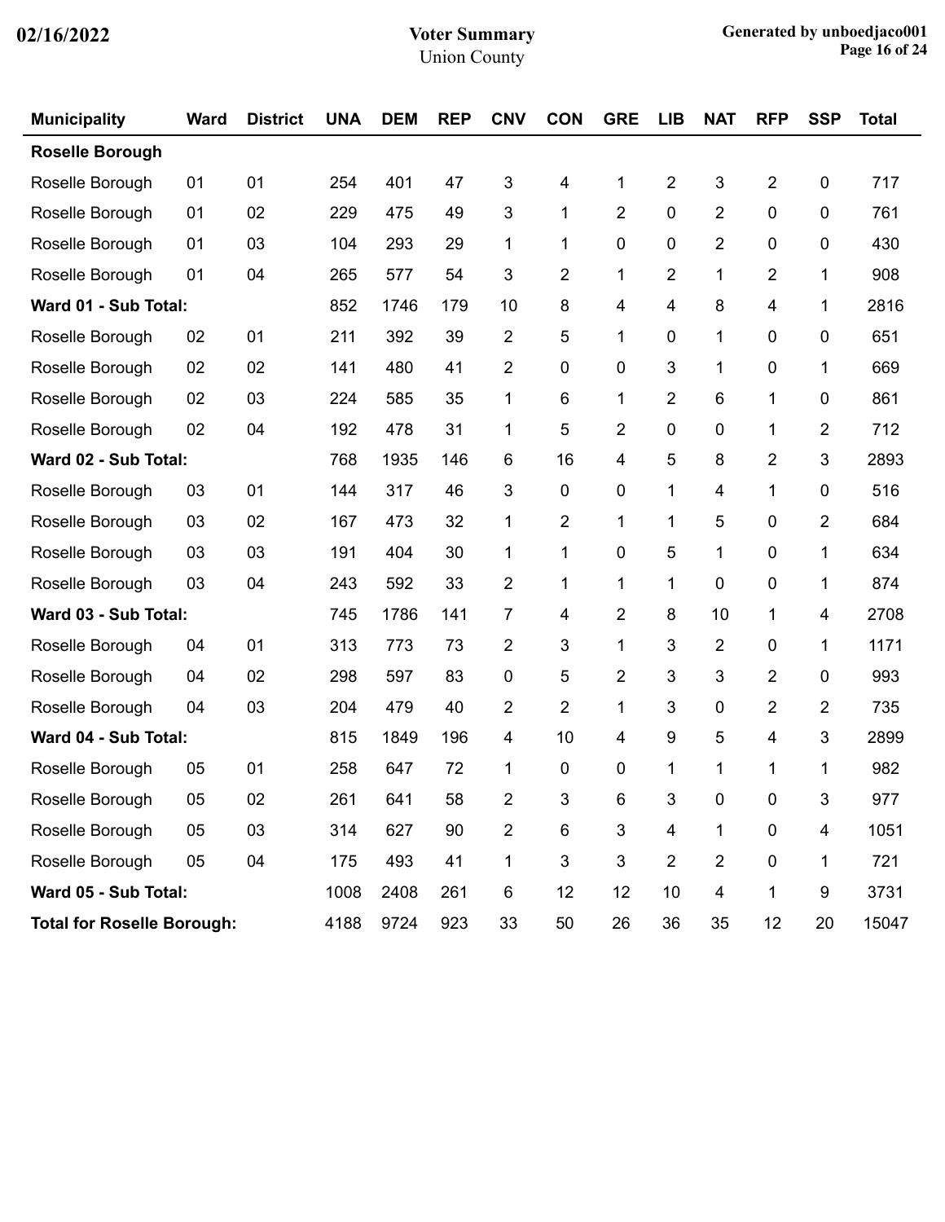# Voter Summary

Union County

02/16/2022

| Municipality | Ward | District | UNA | DEM | REP | CNV | CON | GRE | LIB | NAT | RFP | SSP | Total |
|---|---|---|---|---|---|---|---|---|---|---|---|---|---|
| **Roselle Borough** | | | | | | | | | | | | | |
| Roselle Borough | 01 | 01 | 254 | 401 | 47 | 3 | 4 | 1 | 2 | 3 | 2 | 0 | 717 |
| Roselle Borough | 01 | 02 | 229 | 475 | 49 | 3 | 1 | 2 | 0 | 2 | 0 | 0 | 761 |
| Roselle Borough | 01 | 03 | 104 | 293 | 29 | 1 | 1 | 0 | 0 | 2 | 0 | 0 | 430 |
| Roselle Borough | 01 | 04 | 265 | 577 | 54 | 3 | 2 | 1 | 2 | 1 | 2 | 1 | 908 |
| **Ward 01 - Sub Total:** | | | 852 | 1746 | 179 | 10 | 8 | 4 | 4 | 8 | 4 | 1 | 2816 |
| Roselle Borough | 02 | 01 | 211 | 392 | 39 | 2 | 5 | 1 | 0 | 1 | 0 | 0 | 651 |
| Roselle Borough | 02 | 02 | 141 | 480 | 41 | 2 | 0 | 0 | 3 | 1 | 0 | 1 | 669 |
| Roselle Borough | 02 | 03 | 224 | 585 | 35 | 1 | 6 | 1 | 2 | 6 | 1 | 0 | 861 |
| Roselle Borough | 02 | 04 | 192 | 478 | 31 | 1 | 5 | 2 | 0 | 0 | 1 | 2 | 712 |
| **Ward 02 - Sub Total:** | | | 768 | 1935 | 146 | 6 | 16 | 4 | 5 | 8 | 2 | 3 | 2893 |
| Roselle Borough | 03 | 01 | 144 | 317 | 46 | 3 | 0 | 0 | 1 | 4 | 1 | 0 | 516 |
| Roselle Borough | 03 | 02 | 167 | 473 | 32 | 1 | 2 | 1 | 1 | 5 | 0 | 2 | 684 |
| Roselle Borough | 03 | 03 | 191 | 404 | 30 | 1 | 1 | 0 | 5 | 1 | 0 | 1 | 634 |
| Roselle Borough | 03 | 04 | 243 | 592 | 33 | 2 | 1 | 1 | 1 | 0 | 0 | 1 | 874 |
| **Ward 03 - Sub Total:** | | | 745 | 1786 | 141 | 7 | 4 | 2 | 8 | 10 | 1 | 4 | 2708 |
| Roselle Borough | 04 | 01 | 313 | 773 | 73 | 2 | 3 | 1 | 3 | 2 | 0 | 1 | 1171 |
| Roselle Borough | 04 | 02 | 298 | 597 | 83 | 0 | 5 | 2 | 3 | 3 | 2 | 0 | 993 |
| Roselle Borough | 04 | 03 | 204 | 479 | 40 | 2 | 2 | 1 | 3 | 0 | 2 | 2 | 735 |
| **Ward 04 - Sub Total:** | | | 815 | 1849 | 196 | 4 | 10 | 4 | 9 | 5 | 4 | 3 | 2899 |
| Roselle Borough | 05 | 01 | 258 | 647 | 72 | 1 | 0 | 0 | 1 | 1 | 1 | 1 | 982 |
| Roselle Borough | 05 | 02 | 261 | 641 | 58 | 2 | 3 | 6 | 3 | 0 | 0 | 3 | 977 |
| Roselle Borough | 05 | 03 | 314 | 627 | 90 | 2 | 6 | 3 | 4 | 1 | 0 | 4 | 1051 |
| Roselle Borough | 05 | 04 | 175 | 493 | 41 | 1 | 3 | 3 | 2 | 2 | 0 | 1 | 721 |
| **Ward 05 - Sub Total:** | | | 1008 | 2408 | 261 | 6 | 12 | 12 | 10 | 4 | 1 | 9 | 3731 |
| **Total for Roselle Borough:** | | | 4188 | 9724 | 923 | 33 | 50 | 26 | 36 | 35 | 12 | 20 | 15047 |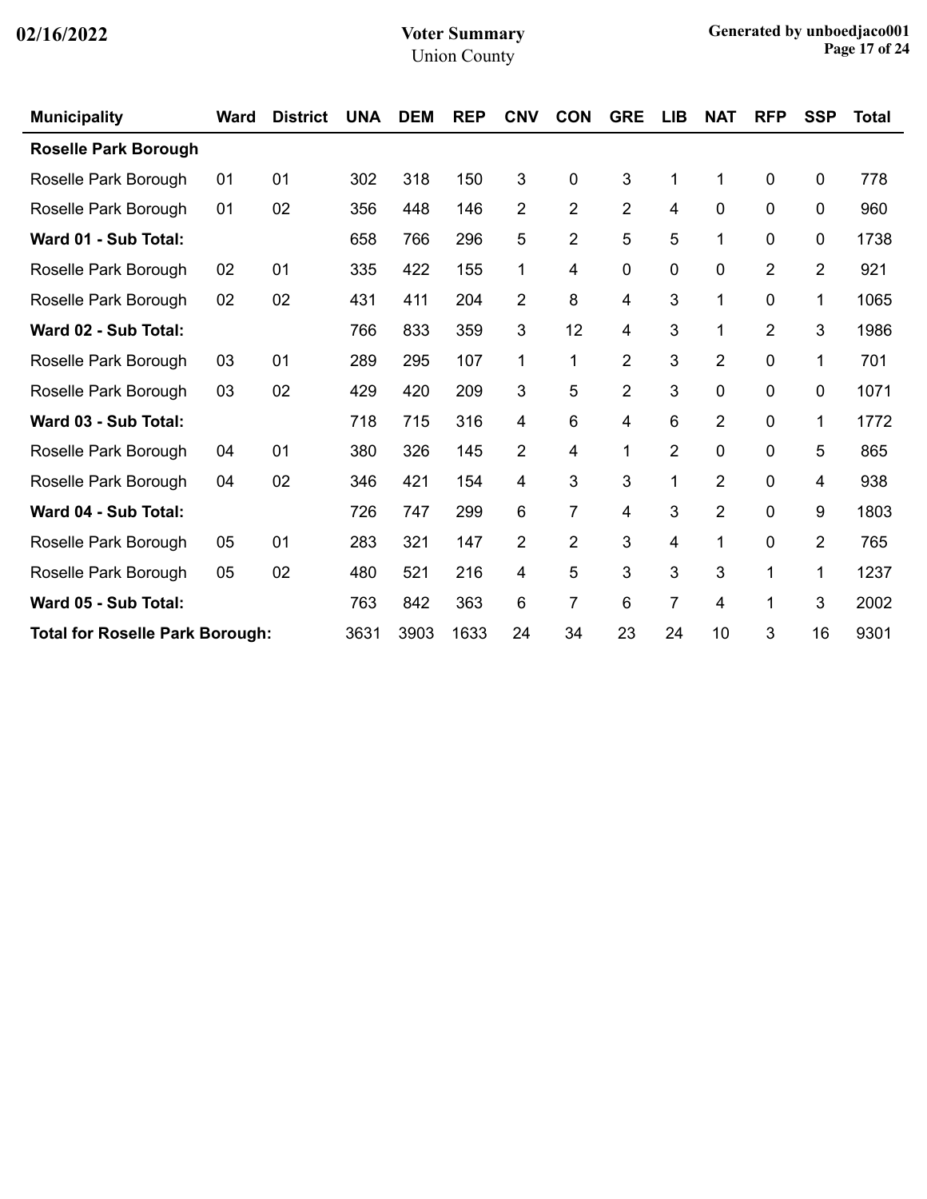# Voter Summary

Union County

02/16/2022

Generated by unboedjaco001

| Municipality | Ward | District | UNA | DEM | REP | CNV | CON | GRE | LIB | NAT | RFP | SSP | Total |
|---|---|---|---|---|---|---|---|---|---|---|---|---|---|
| **Roselle Park Borough** | | | | | | | | | | | | | |
| Roselle Park Borough | 01 | 01 | 302 | 318 | 150 | 3 | 0 | 3 | 1 | 1 | 0 | 0 | 778 |
| Roselle Park Borough | 01 | 02 | 356 | 448 | 146 | 2 | 2 | 2 | 4 | 0 | 0 | 0 | 960 |
| **Ward 01 - Sub Total:** | | | 658 | 766 | 296 | 5 | 2 | 5 | 5 | 1 | 0 | 0 | 1738 |
| Roselle Park Borough | 02 | 01 | 335 | 422 | 155 | 1 | 4 | 0 | 0 | 0 | 2 | 2 | 921 |
| Roselle Park Borough | 02 | 02 | 431 | 411 | 204 | 2 | 8 | 4 | 3 | 1 | 0 | 1 | 1065 |
| **Ward 02 - Sub Total:** | | | 766 | 833 | 359 | 3 | 12 | 4 | 3 | 1 | 2 | 3 | 1986 |
| Roselle Park Borough | 03 | 01 | 289 | 295 | 107 | 1 | 1 | 2 | 3 | 2 | 0 | 1 | 701 |
| Roselle Park Borough | 03 | 02 | 429 | 420 | 209 | 3 | 5 | 2 | 3 | 0 | 0 | 0 | 1071 |
| **Ward 03 - Sub Total:** | | | 718 | 715 | 316 | 4 | 6 | 4 | 6 | 2 | 0 | 1 | 1772 |
| Roselle Park Borough | 04 | 01 | 380 | 326 | 145 | 2 | 4 | 1 | 2 | 0 | 0 | 5 | 865 |
| Roselle Park Borough | 04 | 02 | 346 | 421 | 154 | 4 | 3 | 3 | 1 | 2 | 0 | 4 | 938 |
| **Ward 04 - Sub Total:** | | | 726 | 747 | 299 | 6 | 7 | 4 | 3 | 2 | 0 | 9 | 1803 |
| Roselle Park Borough | 05 | 01 | 283 | 321 | 147 | 2 | 2 | 3 | 4 | 1 | 0 | 2 | 765 |
| Roselle Park Borough | 05 | 02 | 480 | 521 | 216 | 4 | 5 | 3 | 3 | 3 | 1 | 1 | 1237 |
| **Ward 05 - Sub Total:** | | | 763 | 842 | 363 | 6 | 7 | 6 | 7 | 4 | 1 | 3 | 2002 |
| **Total for Roselle Park Borough:** | | | 3631 | 3903 | 1633 | 24 | 34 | 23 | 24 | 10 | 3 | 16 | 9301 |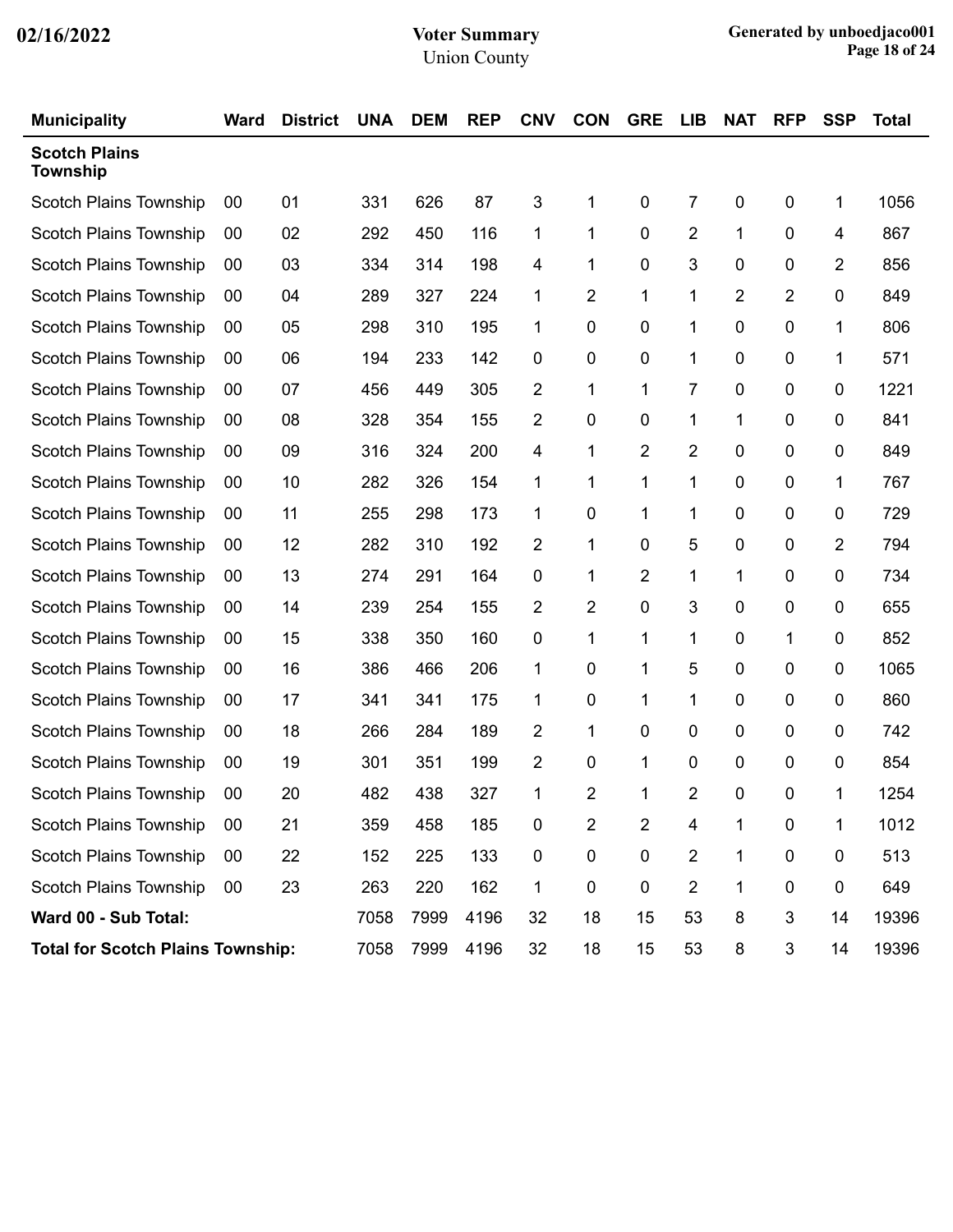| Municipality | Ward | District | UNA | DEM | REP | CNV | CON | GRE | LIB | NAT | RFP | SSP | Total |
|---|---|---|---|---|---|---|---|---|---|---|---|---|---|
| **Scotch Plains Township** | | | | | | | | | | | | | |
| Scotch Plains Township | 00 | 01 | 331 | 626 | 87 | 3 | 1 | 0 | 7 | 0 | 0 | 1 | 1056 |
| Scotch Plains Township | 00 | 02 | 292 | 450 | 116 | 1 | 1 | 0 | 2 | 1 | 0 | 4 | 867 |
| Scotch Plains Township | 00 | 03 | 334 | 314 | 198 | 4 | 1 | 0 | 3 | 0 | 0 | 2 | 856 |
| Scotch Plains Township | 00 | 04 | 289 | 327 | 224 | 1 | 2 | 1 | 1 | 2 | 2 | 0 | 849 |
| Scotch Plains Township | 00 | 05 | 298 | 310 | 195 | 1 | 0 | 0 | 1 | 0 | 0 | 1 | 806 |
| Scotch Plains Township | 00 | 06 | 194 | 233 | 142 | 0 | 0 | 0 | 1 | 0 | 0 | 1 | 571 |
| Scotch Plains Township | 00 | 07 | 456 | 449 | 305 | 2 | 1 | 1 | 7 | 0 | 0 | 0 | 1221 |
| Scotch Plains Township | 00 | 08 | 328 | 354 | 155 | 2 | 0 | 0 | 1 | 1 | 0 | 0 | 841 |
| Scotch Plains Township | 00 | 09 | 316 | 324 | 200 | 4 | 1 | 2 | 2 | 0 | 0 | 0 | 849 |
| Scotch Plains Township | 00 | 10 | 282 | 326 | 154 | 1 | 1 | 1 | 1 | 0 | 0 | 1 | 767 |
| Scotch Plains Township | 00 | 11 | 255 | 298 | 173 | 1 | 0 | 1 | 1 | 0 | 0 | 0 | 729 |
| Scotch Plains Township | 00 | 12 | 282 | 310 | 192 | 2 | 1 | 0 | 5 | 0 | 0 | 2 | 794 |
| Scotch Plains Township | 00 | 13 | 274 | 291 | 164 | 0 | 1 | 2 | 1 | 1 | 0 | 0 | 734 |
| Scotch Plains Township | 00 | 14 | 239 | 254 | 155 | 2 | 2 | 0 | 3 | 0 | 0 | 0 | 655 |
| Scotch Plains Township | 00 | 15 | 338 | 350 | 160 | 0 | 1 | 1 | 1 | 0 | 1 | 0 | 852 |
| Scotch Plains Township | 00 | 16 | 386 | 466 | 206 | 1 | 0 | 1 | 5 | 0 | 0 | 0 | 1065 |
| Scotch Plains Township | 00 | 17 | 341 | 341 | 175 | 1 | 0 | 1 | 1 | 0 | 0 | 0 | 860 |
| Scotch Plains Township | 00 | 18 | 266 | 284 | 189 | 2 | 1 | 0 | 0 | 0 | 0 | 0 | 742 |
| Scotch Plains Township | 00 | 19 | 301 | 351 | 199 | 2 | 0 | 1 | 0 | 0 | 0 | 0 | 854 |
| Scotch Plains Township | 00 | 20 | 482 | 438 | 327 | 1 | 2 | 1 | 2 | 0 | 0 | 1 | 1254 |
| Scotch Plains Township | 00 | 21 | 359 | 458 | 185 | 0 | 2 | 2 | 4 | 1 | 0 | 1 | 1012 |
| Scotch Plains Township | 00 | 22 | 152 | 225 | 133 | 0 | 0 | 0 | 2 | 1 | 0 | 0 | 513 |
| Scotch Plains Township | 00 | 23 | 263 | 220 | 162 | 1 | 0 | 0 | 2 | 1 | 0 | 0 | 649 |
| **Ward 00 - Sub Total:** | | | 7058 | 7999 | 4196 | 32 | 18 | 15 | 53 | 8 | 3 | 14 | 19396 |
| **Total for Scotch Plains Township:** | | | 7058 | 7999 | 4196 | 32 | 18 | 15 | 53 | 8 | 3 | 14 | 19396 |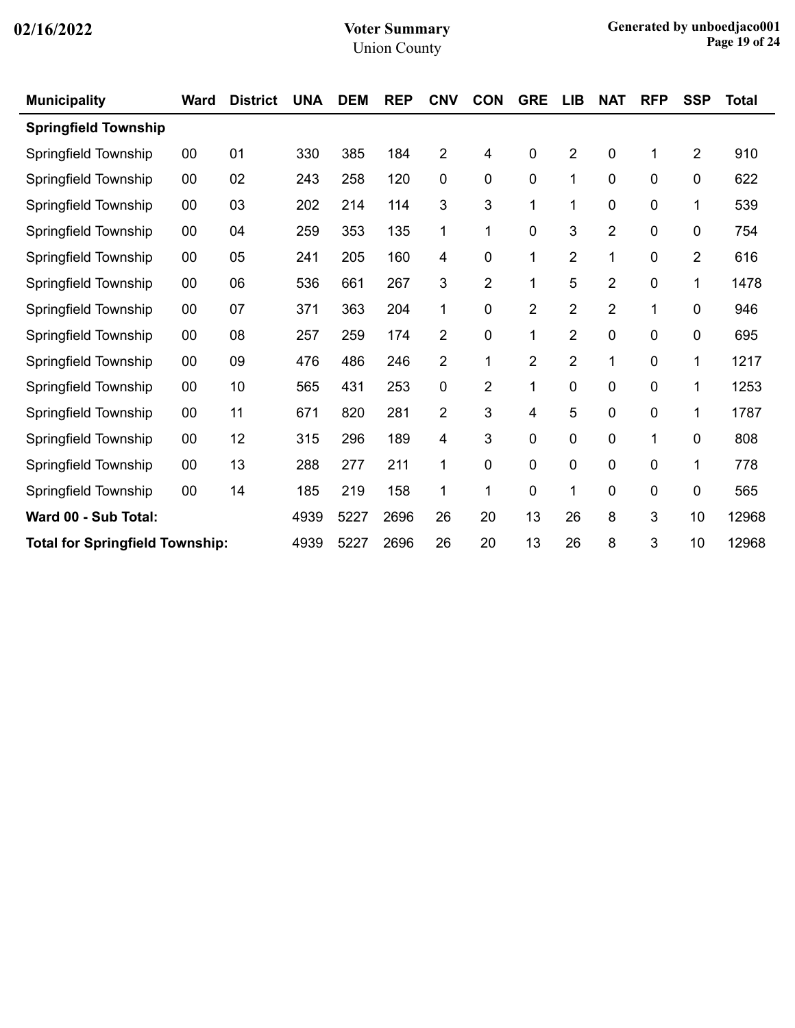| Municipality | Ward | District | UNA | DEM | REP | CNV | CON | GRE | LIB | NAT | RFP | SSP | Total |
|---|---|---|---|---|---|---|---|---|---|---|---|---|---|
| **Springfield Township** | | | | | | | | | | | | | |
| Springfield Township | 00 | 01 | 330 | 385 | 184 | 2 | 4 | 0 | 2 | 0 | 1 | 2 | 910 |
| Springfield Township | 00 | 02 | 243 | 258 | 120 | 0 | 0 | 0 | 1 | 0 | 0 | 0 | 622 |
| Springfield Township | 00 | 03 | 202 | 214 | 114 | 3 | 3 | 1 | 1 | 0 | 0 | 1 | 539 |
| Springfield Township | 00 | 04 | 259 | 353 | 135 | 1 | 1 | 0 | 3 | 2 | 0 | 0 | 754 |
| Springfield Township | 00 | 05 | 241 | 205 | 160 | 4 | 0 | 1 | 2 | 1 | 0 | 2 | 616 |
| Springfield Township | 00 | 06 | 536 | 661 | 267 | 3 | 2 | 1 | 5 | 2 | 0 | 1 | 1478 |
| Springfield Township | 00 | 07 | 371 | 363 | 204 | 1 | 0 | 2 | 2 | 2 | 1 | 0 | 946 |
| Springfield Township | 00 | 08 | 257 | 259 | 174 | 2 | 0 | 1 | 2 | 0 | 0 | 0 | 695 |
| Springfield Township | 00 | 09 | 476 | 486 | 246 | 2 | 1 | 2 | 2 | 1 | 0 | 1 | 1217 |
| Springfield Township | 00 | 10 | 565 | 431 | 253 | 0 | 2 | 1 | 0 | 0 | 0 | 1 | 1253 |
| Springfield Township | 00 | 11 | 671 | 820 | 281 | 2 | 3 | 4 | 5 | 0 | 0 | 1 | 1787 |
| Springfield Township | 00 | 12 | 315 | 296 | 189 | 4 | 3 | 0 | 0 | 0 | 1 | 0 | 808 |
| Springfield Township | 00 | 13 | 288 | 277 | 211 | 1 | 0 | 0 | 0 | 0 | 0 | 1 | 778 |
| Springfield Township | 00 | 14 | 185 | 219 | 158 | 1 | 1 | 0 | 1 | 0 | 0 | 0 | 565 |
| **Ward 00 - Sub Total:** | | | 4939 | 5227 | 2696 | 26 | 20 | 13 | 26 | 8 | 3 | 10 | 12968 |
| **Total for Springfield Township:** | | | 4939 | 5227 | 2696 | 26 | 20 | 13 | 26 | 8 | 3 | 10 | 12968 |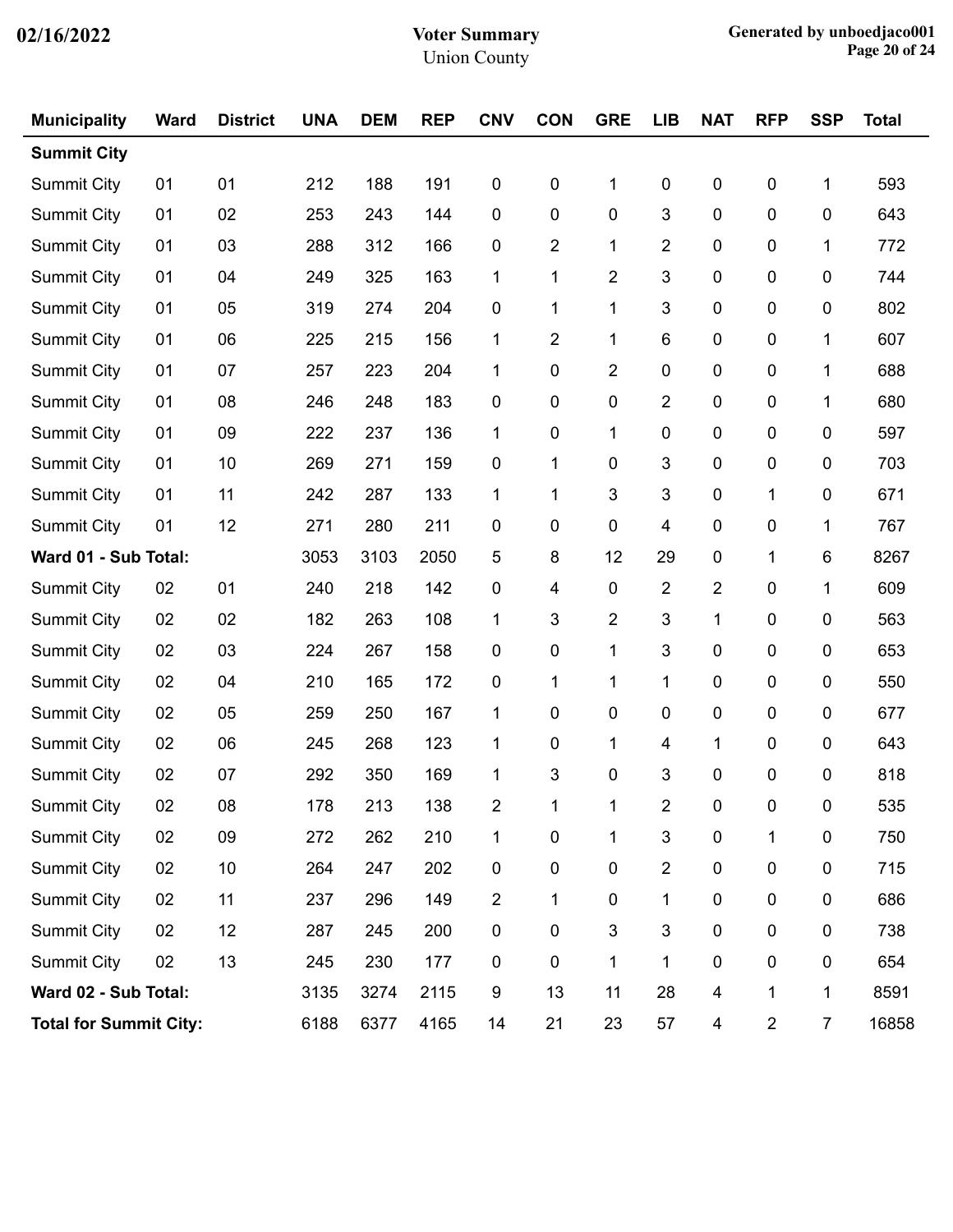# Voter Summary

Union County

02/16/2022

Generated by unboedjaco001

| Municipality | Ward | District | UNA | DEM | REP | CNV | CON | GRE | LIB | NAT | RFP | SSP | Total |
|---|---|---|---|---|---|---|---|---|---|---|---|---|---|
| **Summit City** | | | | | | | | | | | | | |
| Summit City | 01 | 01 | 212 | 188 | 191 | 0 | 0 | 1 | 0 | 0 | 0 | 1 | 593 |
| Summit City | 01 | 02 | 253 | 243 | 144 | 0 | 0 | 0 | 3 | 0 | 0 | 0 | 643 |
| Summit City | 01 | 03 | 288 | 312 | 166 | 0 | 2 | 1 | 2 | 0 | 0 | 1 | 772 |
| Summit City | 01 | 04 | 249 | 325 | 163 | 1 | 1 | 2 | 3 | 0 | 0 | 0 | 744 |
| Summit City | 01 | 05 | 319 | 274 | 204 | 0 | 1 | 1 | 3 | 0 | 0 | 0 | 802 |
| Summit City | 01 | 06 | 225 | 215 | 156 | 1 | 2 | 1 | 6 | 0 | 0 | 1 | 607 |
| Summit City | 01 | 07 | 257 | 223 | 204 | 1 | 0 | 2 | 0 | 0 | 0 | 1 | 688 |
| Summit City | 01 | 08 | 246 | 248 | 183 | 0 | 0 | 0 | 2 | 0 | 0 | 1 | 680 |
| Summit City | 01 | 09 | 222 | 237 | 136 | 1 | 0 | 1 | 0 | 0 | 0 | 0 | 597 |
| Summit City | 01 | 10 | 269 | 271 | 159 | 0 | 1 | 0 | 3 | 0 | 0 | 0 | 703 |
| Summit City | 01 | 11 | 242 | 287 | 133 | 1 | 1 | 3 | 3 | 0 | 1 | 0 | 671 |
| Summit City | 01 | 12 | 271 | 280 | 211 | 0 | 0 | 0 | 4 | 0 | 0 | 1 | 767 |
| **Ward 01 - Sub Total:** | | | 3053 | 3103 | 2050 | 5 | 8 | 12 | 29 | 0 | 1 | 6 | 8267 |
| Summit City | 02 | 01 | 240 | 218 | 142 | 0 | 4 | 0 | 2 | 2 | 0 | 1 | 609 |
| Summit City | 02 | 02 | 182 | 263 | 108 | 1 | 3 | 2 | 3 | 1 | 0 | 0 | 563 |
| Summit City | 02 | 03 | 224 | 267 | 158 | 0 | 0 | 1 | 3 | 0 | 0 | 0 | 653 |
| Summit City | 02 | 04 | 210 | 165 | 172 | 0 | 1 | 1 | 1 | 0 | 0 | 0 | 550 |
| Summit City | 02 | 05 | 259 | 250 | 167 | 1 | 0 | 0 | 0 | 0 | 0 | 0 | 677 |
| Summit City | 02 | 06 | 245 | 268 | 123 | 1 | 0 | 1 | 4 | 1 | 0 | 0 | 643 |
| Summit City | 02 | 07 | 292 | 350 | 169 | 1 | 3 | 0 | 3 | 0 | 0 | 0 | 818 |
| Summit City | 02 | 08 | 178 | 213 | 138 | 2 | 1 | 1 | 2 | 0 | 0 | 0 | 535 |
| Summit City | 02 | 09 | 272 | 262 | 210 | 1 | 0 | 1 | 3 | 0 | 1 | 0 | 750 |
| Summit City | 02 | 10 | 264 | 247 | 202 | 0 | 0 | 0 | 2 | 0 | 0 | 0 | 715 |
| Summit City | 02 | 11 | 237 | 296 | 149 | 2 | 1 | 0 | 1 | 0 | 0 | 0 | 686 |
| Summit City | 02 | 12 | 287 | 245 | 200 | 0 | 0 | 3 | 3 | 0 | 0 | 0 | 738 |
| Summit City | 02 | 13 | 245 | 230 | 177 | 0 | 0 | 1 | 1 | 0 | 0 | 0 | 654 |
| **Ward 02 - Sub Total:** | | | 3135 | 3274 | 2115 | 9 | 13 | 11 | 28 | 4 | 1 | 1 | 8591 |
| **Total for Summit City:** | | | 6188 | 6377 | 4165 | 14 | 21 | 23 | 57 | 4 | 2 | 7 | 16858 |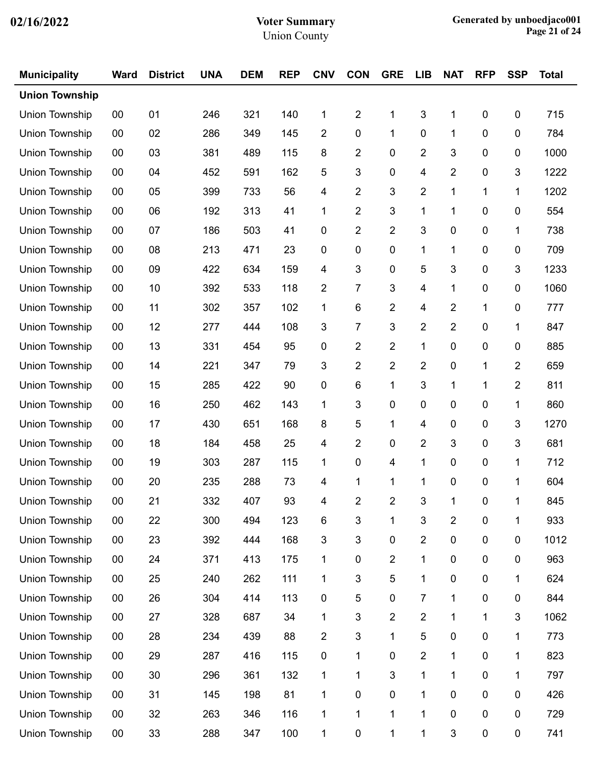| Municipality | Ward | District | UNA | DEM | REP | CNV | CON | GRE | LIB | NAT | RFP | SSP | Total |
|---|---|---|---|---|---|---|---|---|---|---|---|---|---|
| **Union Township** | | | | | | | | | | | | | |
| Union Township | 00 | 01 | 246 | 321 | 140 | 1 | 2 | 1 | 3 | 1 | 0 | 0 | 715 |
| Union Township | 00 | 02 | 286 | 349 | 145 | 2 | 0 | 1 | 0 | 1 | 0 | 0 | 784 |
| Union Township | 00 | 03 | 381 | 489 | 115 | 8 | 2 | 0 | 2 | 3 | 0 | 0 | 1000 |
| Union Township | 00 | 04 | 452 | 591 | 162 | 5 | 3 | 0 | 4 | 2 | 0 | 3 | 1222 |
| Union Township | 00 | 05 | 399 | 733 | 56 | 4 | 2 | 3 | 2 | 1 | 1 | 1 | 1202 |
| Union Township | 00 | 06 | 192 | 313 | 41 | 1 | 2 | 3 | 1 | 1 | 0 | 0 | 554 |
| Union Township | 00 | 07 | 186 | 503 | 41 | 0 | 2 | 2 | 3 | 0 | 0 | 1 | 738 |
| Union Township | 00 | 08 | 213 | 471 | 23 | 0 | 0 | 0 | 1 | 1 | 0 | 0 | 709 |
| Union Township | 00 | 09 | 422 | 634 | 159 | 4 | 3 | 0 | 5 | 3 | 0 | 3 | 1233 |
| Union Township | 00 | 10 | 392 | 533 | 118 | 2 | 7 | 3 | 4 | 1 | 0 | 0 | 1060 |
| Union Township | 00 | 11 | 302 | 357 | 102 | 1 | 6 | 2 | 4 | 2 | 1 | 0 | 777 |
| Union Township | 00 | 12 | 277 | 444 | 108 | 3 | 7 | 3 | 2 | 2 | 0 | 1 | 847 |
| Union Township | 00 | 13 | 331 | 454 | 95 | 0 | 2 | 2 | 1 | 0 | 0 | 0 | 885 |
| Union Township | 00 | 14 | 221 | 347 | 79 | 3 | 2 | 2 | 2 | 0 | 1 | 2 | 659 |
| Union Township | 00 | 15 | 285 | 422 | 90 | 0 | 6 | 1 | 3 | 1 | 1 | 2 | 811 |
| Union Township | 00 | 16 | 250 | 462 | 143 | 1 | 3 | 0 | 0 | 0 | 0 | 1 | 860 |
| Union Township | 00 | 17 | 430 | 651 | 168 | 8 | 5 | 1 | 4 | 0 | 0 | 3 | 1270 |
| Union Township | 00 | 18 | 184 | 458 | 25 | 4 | 2 | 0 | 2 | 3 | 0 | 3 | 681 |
| Union Township | 00 | 19 | 303 | 287 | 115 | 1 | 0 | 4 | 1 | 0 | 0 | 1 | 712 |
| Union Township | 00 | 20 | 235 | 288 | 73 | 4 | 1 | 1 | 1 | 0 | 0 | 1 | 604 |
| Union Township | 00 | 21 | 332 | 407 | 93 | 4 | 2 | 2 | 3 | 1 | 0 | 1 | 845 |
| Union Township | 00 | 22 | 300 | 494 | 123 | 6 | 3 | 1 | 3 | 2 | 0 | 1 | 933 |
| Union Township | 00 | 23 | 392 | 444 | 168 | 3 | 3 | 0 | 2 | 0 | 0 | 0 | 1012 |
| Union Township | 00 | 24 | 371 | 413 | 175 | 1 | 0 | 2 | 1 | 0 | 0 | 0 | 963 |
| Union Township | 00 | 25 | 240 | 262 | 111 | 1 | 3 | 5 | 1 | 0 | 0 | 1 | 624 |
| Union Township | 00 | 26 | 304 | 414 | 113 | 0 | 5 | 0 | 7 | 1 | 0 | 0 | 844 |
| Union Township | 00 | 27 | 328 | 687 | 34 | 1 | 3 | 2 | 2 | 1 | 1 | 3 | 1062 |
| Union Township | 00 | 28 | 234 | 439 | 88 | 2 | 3 | 1 | 5 | 0 | 0 | 1 | 773 |
| Union Township | 00 | 29 | 287 | 416 | 115 | 0 | 1 | 0 | 2 | 1 | 0 | 1 | 823 |
| Union Township | 00 | 30 | 296 | 361 | 132 | 1 | 1 | 3 | 1 | 1 | 0 | 1 | 797 |
| Union Township | 00 | 31 | 145 | 198 | 81 | 1 | 0 | 0 | 1 | 0 | 0 | 0 | 426 |
| Union Township | 00 | 32 | 263 | 346 | 116 | 1 | 1 | 1 | 1 | 0 | 0 | 0 | 729 |
| Union Township | 00 | 33 | 288 | 347 | 100 | 1 | 0 | 1 | 1 | 3 | 0 | 0 | 741 |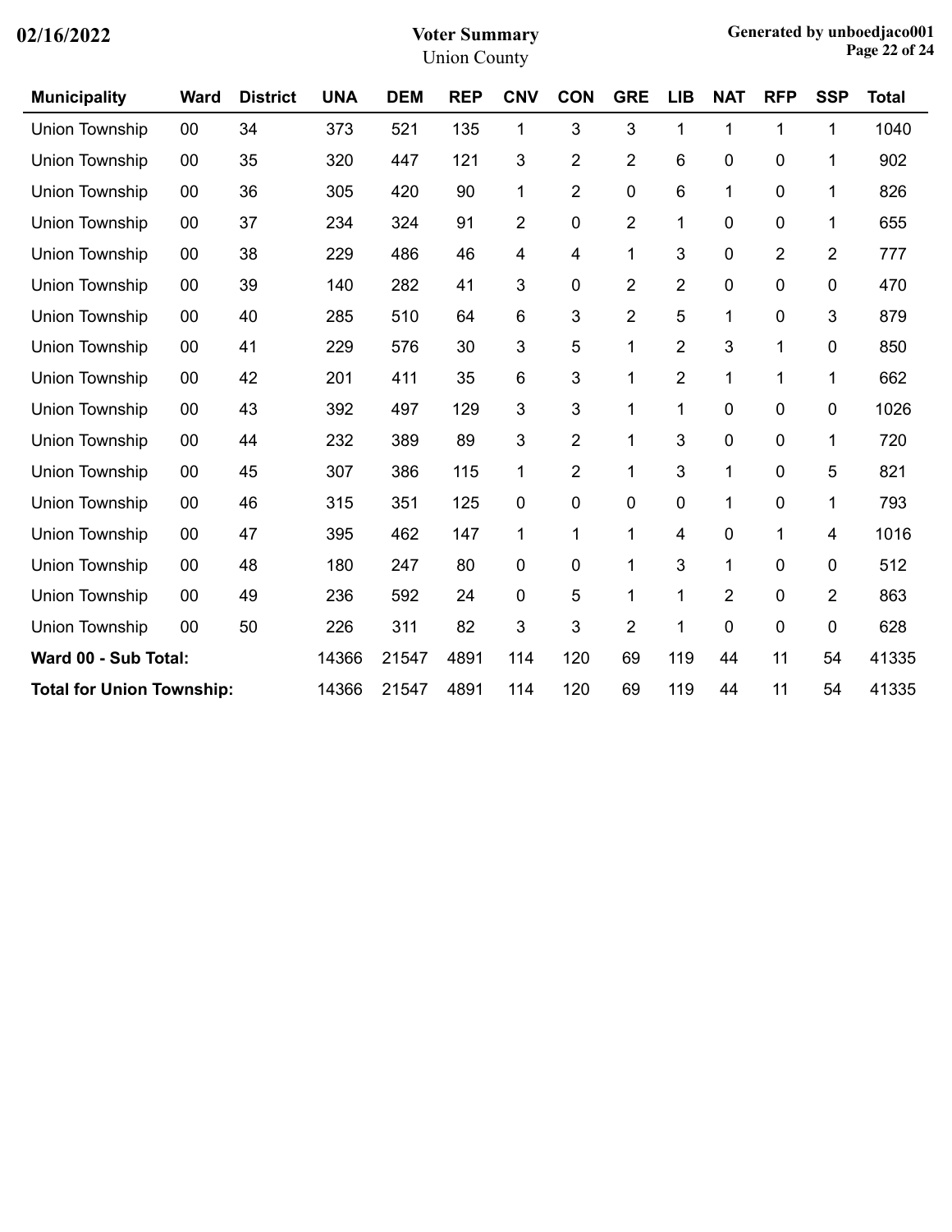| Municipality | Ward | District | UNA | DEM | REP | CNV | CON | GRE | LIB | NAT | RFP | SSP | Total |
|---|---|---|---|---|---|---|---|---|---|---|---|---|---|
| Union Township | 00 | 34 | 373 | 521 | 135 | 1 | 3 | 3 | 1 | 1 | 1 | 1 | 1040 |
| Union Township | 00 | 35 | 320 | 447 | 121 | 3 | 2 | 2 | 6 | 0 | 0 | 1 | 902 |
| Union Township | 00 | 36 | 305 | 420 | 90 | 1 | 2 | 0 | 6 | 1 | 0 | 1 | 826 |
| Union Township | 00 | 37 | 234 | 324 | 91 | 2 | 0 | 2 | 1 | 0 | 0 | 1 | 655 |
| Union Township | 00 | 38 | 229 | 486 | 46 | 4 | 4 | 1 | 3 | 0 | 2 | 2 | 777 |
| Union Township | 00 | 39 | 140 | 282 | 41 | 3 | 0 | 2 | 2 | 0 | 0 | 0 | 470 |
| Union Township | 00 | 40 | 285 | 510 | 64 | 6 | 3 | 2 | 5 | 1 | 0 | 3 | 879 |
| Union Township | 00 | 41 | 229 | 576 | 30 | 3 | 5 | 1 | 2 | 3 | 1 | 0 | 850 |
| Union Township | 00 | 42 | 201 | 411 | 35 | 6 | 3 | 1 | 2 | 1 | 1 | 1 | 662 |
| Union Township | 00 | 43 | 392 | 497 | 129 | 3 | 3 | 1 | 1 | 0 | 0 | 0 | 1026 |
| Union Township | 00 | 44 | 232 | 389 | 89 | 3 | 2 | 1 | 3 | 0 | 0 | 1 | 720 |
| Union Township | 00 | 45 | 307 | 386 | 115 | 1 | 2 | 1 | 3 | 1 | 0 | 5 | 821 |
| Union Township | 00 | 46 | 315 | 351 | 125 | 0 | 0 | 0 | 0 | 1 | 0 | 1 | 793 |
| Union Township | 00 | 47 | 395 | 462 | 147 | 1 | 1 | 1 | 4 | 0 | 1 | 4 | 1016 |
| Union Township | 00 | 48 | 180 | 247 | 80 | 0 | 0 | 1 | 3 | 1 | 0 | 0 | 512 |
| Union Township | 00 | 49 | 236 | 592 | 24 | 0 | 5 | 1 | 1 | 2 | 0 | 2 | 863 |
| Union Township | 00 | 50 | 226 | 311 | 82 | 3 | 3 | 2 | 1 | 0 | 0 | 0 | 628 |
| **Ward 00 - Sub Total:** | | | 14366 | 21547 | 4891 | 114 | 120 | 69 | 119 | 44 | 11 | 54 | 41335 |
| **Total for Union Township:** | | | 14366 | 21547 | 4891 | 114 | 120 | 69 | 119 | 44 | 11 | 54 | 41335 |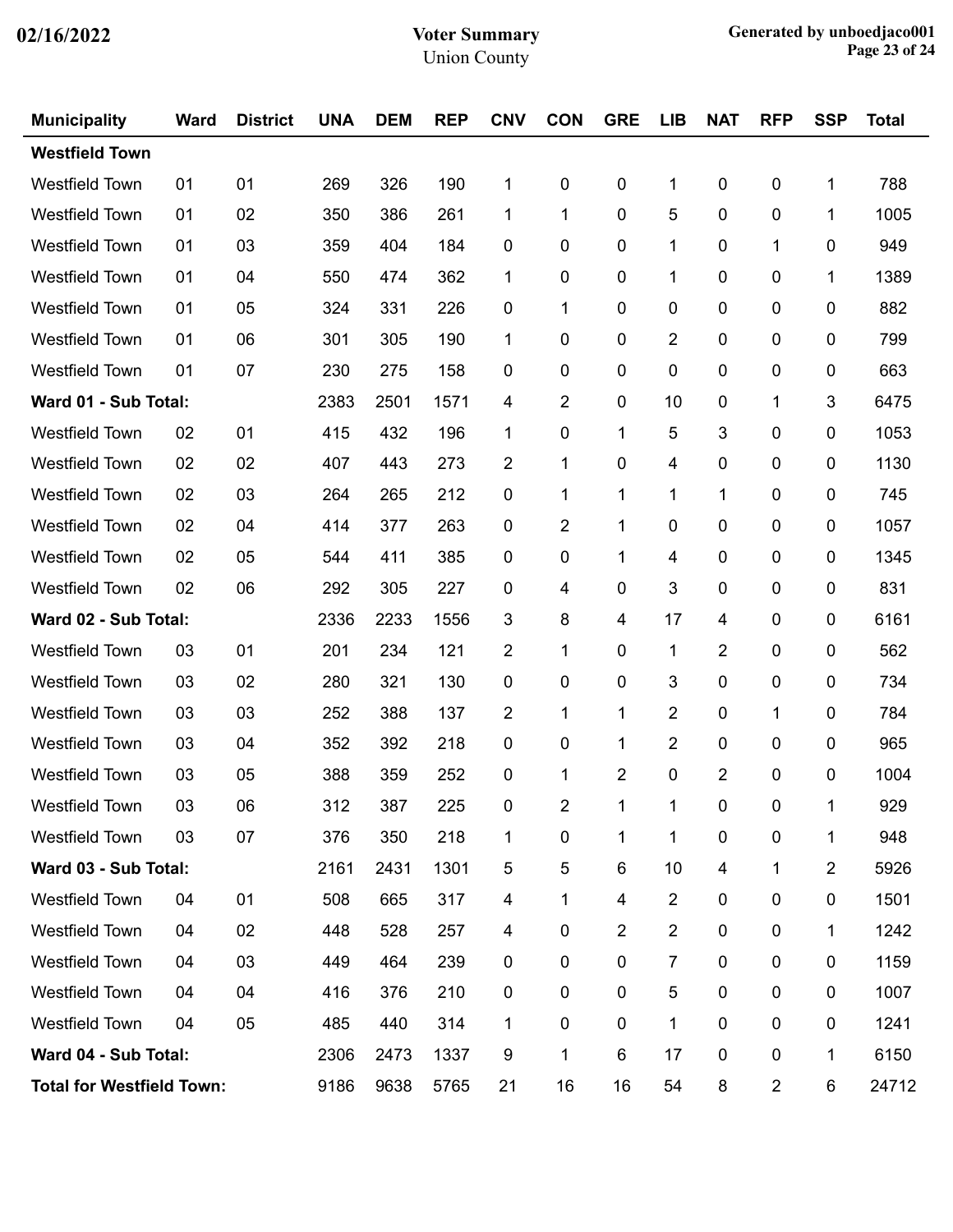# Voter Summary
Union County

| Municipality | Ward | District | UNA | DEM | REP | CNV | CON | GRE | LIB | NAT | RFP | SSP | Total |
|---|---|---|---|---|---|---|---|---|---|---|---|---|---|
| **Westfield Town** | | | | | | | | | | | | | |
| Westfield Town | 01 | 01 | 269 | 326 | 190 | 1 | 0 | 0 | 1 | 0 | 0 | 1 | 788 |
| Westfield Town | 01 | 02 | 350 | 386 | 261 | 1 | 1 | 0 | 5 | 0 | 0 | 1 | 1005 |
| Westfield Town | 01 | 03 | 359 | 404 | 184 | 0 | 0 | 0 | 1 | 0 | 1 | 0 | 949 |
| Westfield Town | 01 | 04 | 550 | 474 | 362 | 1 | 0 | 0 | 1 | 0 | 0 | 1 | 1389 |
| Westfield Town | 01 | 05 | 324 | 331 | 226 | 0 | 1 | 0 | 0 | 0 | 0 | 0 | 882 |
| Westfield Town | 01 | 06 | 301 | 305 | 190 | 1 | 0 | 0 | 2 | 0 | 0 | 0 | 799 |
| Westfield Town | 01 | 07 | 230 | 275 | 158 | 0 | 0 | 0 | 0 | 0 | 0 | 0 | 663 |
| **Ward 01 - Sub Total:** | | | 2383 | 2501 | 1571 | 4 | 2 | 0 | 10 | 0 | 1 | 3 | 6475 |
| Westfield Town | 02 | 01 | 415 | 432 | 196 | 1 | 0 | 1 | 5 | 3 | 0 | 0 | 1053 |
| Westfield Town | 02 | 02 | 407 | 443 | 273 | 2 | 1 | 0 | 4 | 0 | 0 | 0 | 1130 |
| Westfield Town | 02 | 03 | 264 | 265 | 212 | 0 | 1 | 1 | 1 | 1 | 0 | 0 | 745 |
| Westfield Town | 02 | 04 | 414 | 377 | 263 | 0 | 2 | 1 | 0 | 0 | 0 | 0 | 1057 |
| Westfield Town | 02 | 05 | 544 | 411 | 385 | 0 | 0 | 1 | 4 | 0 | 0 | 0 | 1345 |
| Westfield Town | 02 | 06 | 292 | 305 | 227 | 0 | 4 | 0 | 3 | 0 | 0 | 0 | 831 |
| **Ward 02 - Sub Total:** | | | 2336 | 2233 | 1556 | 3 | 8 | 4 | 17 | 4 | 0 | 0 | 6161 |
| Westfield Town | 03 | 01 | 201 | 234 | 121 | 2 | 1 | 0 | 1 | 2 | 0 | 0 | 562 |
| Westfield Town | 03 | 02 | 280 | 321 | 130 | 0 | 0 | 0 | 3 | 0 | 0 | 0 | 734 |
| Westfield Town | 03 | 03 | 252 | 388 | 137 | 2 | 1 | 1 | 2 | 0 | 1 | 0 | 784 |
| Westfield Town | 03 | 04 | 352 | 392 | 218 | 0 | 0 | 1 | 2 | 0 | 0 | 0 | 965 |
| Westfield Town | 03 | 05 | 388 | 359 | 252 | 0 | 1 | 2 | 0 | 2 | 0 | 0 | 1004 |
| Westfield Town | 03 | 06 | 312 | 387 | 225 | 0 | 2 | 1 | 1 | 0 | 0 | 1 | 929 |
| Westfield Town | 03 | 07 | 376 | 350 | 218 | 1 | 0 | 1 | 1 | 0 | 0 | 1 | 948 |
| **Ward 03 - Sub Total:** | | | 2161 | 2431 | 1301 | 5 | 5 | 6 | 10 | 4 | 1 | 2 | 5926 |
| Westfield Town | 04 | 01 | 508 | 665 | 317 | 4 | 1 | 4 | 2 | 0 | 0 | 0 | 1501 |
| Westfield Town | 04 | 02 | 448 | 528 | 257 | 4 | 0 | 2 | 2 | 0 | 0 | 1 | 1242 |
| Westfield Town | 04 | 03 | 449 | 464 | 239 | 0 | 0 | 0 | 7 | 0 | 0 | 0 | 1159 |
| Westfield Town | 04 | 04 | 416 | 376 | 210 | 0 | 0 | 0 | 5 | 0 | 0 | 0 | 1007 |
| Westfield Town | 04 | 05 | 485 | 440 | 314 | 1 | 0 | 0 | 1 | 0 | 0 | 0 | 1241 |
| **Ward 04 - Sub Total:** | | | 2306 | 2473 | 1337 | 9 | 1 | 6 | 17 | 0 | 0 | 1 | 6150 |
| **Total for Westfield Town:** | | | 9186 | 9638 | 5765 | 21 | 16 | 16 | 54 | 8 | 2 | 6 | 24712 |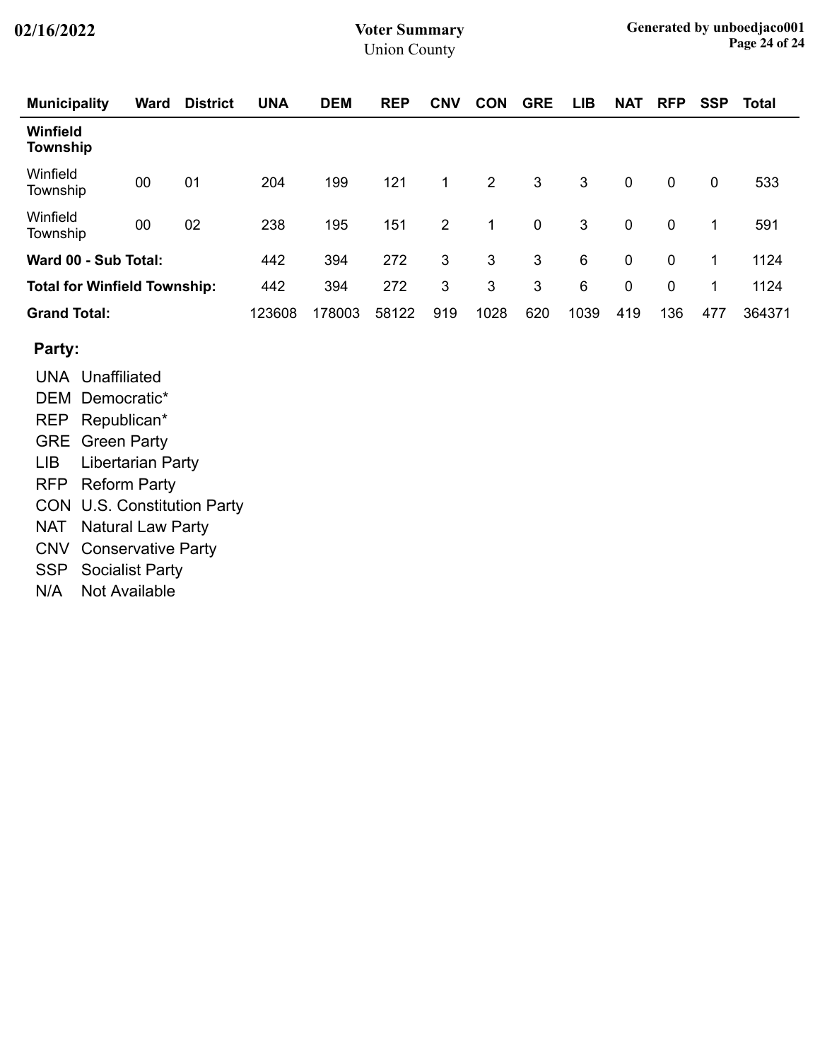| Municipality | Ward | District | UNA | DEM | REP | CNV | CON | GRE | LIB | NAT | RFP | SSP | Total |
|---|---|---|---|---|---|---|---|---|---|---|---|---|---|
| **Winfield Township** | | | | | | | | | | | | | |
| Winfield Township | 00 | 01 | 204 | 199 | 121 | 1 | 2 | 3 | 3 | 0 | 0 | 0 | 533 |
| Winfield Township | 00 | 02 | 238 | 195 | 151 | 2 | 1 | 0 | 3 | 0 | 0 | 1 | 591 |
| **Ward 00 - Sub Total:** | | | 442 | 394 | 272 | 3 | 3 | 3 | 6 | 0 | 0 | 1 | 1124 |
| **Total for Winfield Township:** | | | 442 | 394 | 272 | 3 | 3 | 3 | 6 | 0 | 0 | 1 | 1124 |
| **Grand Total:** | | | 123608 | 178003 | 58122 | 919 | 1028 | 620 | 1039 | 419 | 136 | 477 | 364371 |

**Party:**

UNA Unaffiliated
DEM Democratic*
REP Republican*
GRE Green Party
LIB Libertarian Party
RFP Reform Party
CON U.S. Constitution Party
NAT Natural Law Party
CNV Conservative Party
SSP Socialist Party
N/A Not Available